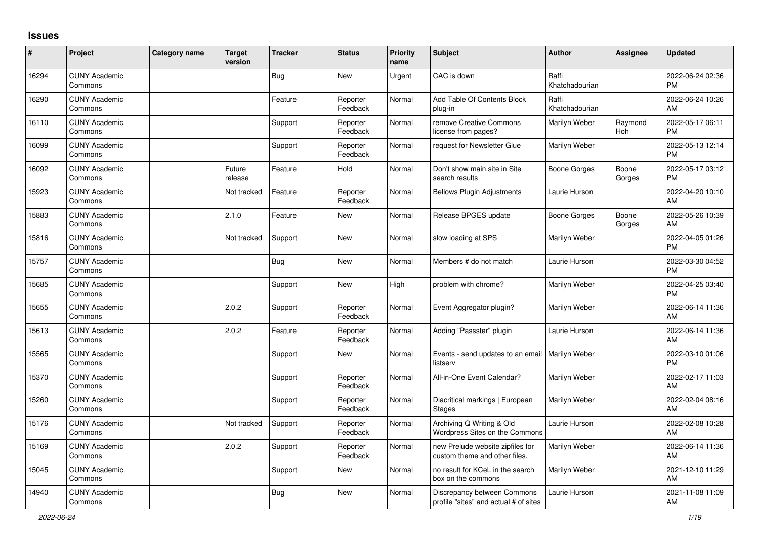# Issues

| # | Project | Category name | Target version | Tracker | Status | Priority name | Subject | Author | Assignee | Updated |
|---|---|---|---|---|---|---|---|---|---|---|
| 16294 | CUNY Academic Commons | | | Bug | New | Urgent | CAC is down | Raffi Khatchadourian | | 2022-06-24 02:36 PM |
| 16290 | CUNY Academic Commons | | | Feature | Reporter Feedback | Normal | Add Table Of Contents Block plug-in | Raffi Khatchadourian | | 2022-06-24 10:26 AM |
| 16110 | CUNY Academic Commons | | | Support | Reporter Feedback | Normal | remove Creative Commons license from pages? | Marilyn Weber | Raymond Hoh | 2022-05-17 06:11 PM |
| 16099 | CUNY Academic Commons | | | Support | Reporter Feedback | Normal | request for Newsletter Glue | Marilyn Weber | | 2022-05-13 12:14 PM |
| 16092 | CUNY Academic Commons | | Future release | Feature | Hold | Normal | Don't show main site in Site search results | Boone Gorges | Boone Gorges | 2022-05-17 03:12 PM |
| 15923 | CUNY Academic Commons | | Not tracked | Feature | Reporter Feedback | Normal | Bellows Plugin Adjustments | Laurie Hurson | | 2022-04-20 10:10 AM |
| 15883 | CUNY Academic Commons | | 2.1.0 | Feature | New | Normal | Release BPGES update | Boone Gorges | Boone Gorges | 2022-05-26 10:39 AM |
| 15816 | CUNY Academic Commons | | Not tracked | Support | New | Normal | slow loading at SPS | Marilyn Weber | | 2022-04-05 01:26 PM |
| 15757 | CUNY Academic Commons | | | Bug | New | Normal | Members # do not match | Laurie Hurson | | 2022-03-30 04:52 PM |
| 15685 | CUNY Academic Commons | | | Support | New | High | problem with chrome? | Marilyn Weber | | 2022-04-25 03:40 PM |
| 15655 | CUNY Academic Commons | | 2.0.2 | Support | Reporter Feedback | Normal | Event Aggregator plugin? | Marilyn Weber | | 2022-06-14 11:36 AM |
| 15613 | CUNY Academic Commons | | 2.0.2 | Feature | Reporter Feedback | Normal | Adding "Passster" plugin | Laurie Hurson | | 2022-06-14 11:36 AM |
| 15565 | CUNY Academic Commons | | | Support | New | Normal | Events - send updates to an email listserv | Marilyn Weber | | 2022-03-10 01:06 PM |
| 15370 | CUNY Academic Commons | | | Support | Reporter Feedback | Normal | All-in-One Event Calendar? | Marilyn Weber | | 2022-02-17 11:03 AM |
| 15260 | CUNY Academic Commons | | | Support | Reporter Feedback | Normal | Diacritical markings \| European Stages | Marilyn Weber | | 2022-02-04 08:16 AM |
| 15176 | CUNY Academic Commons | | Not tracked | Support | Reporter Feedback | Normal | Archiving Q Writing & Old Wordpress Sites on the Commons | Laurie Hurson | | 2022-02-08 10:28 AM |
| 15169 | CUNY Academic Commons | | 2.0.2 | Support | Reporter Feedback | Normal | new Prelude website zipfiles for custom theme and other files. | Marilyn Weber | | 2022-06-14 11:36 AM |
| 15045 | CUNY Academic Commons | | | Support | New | Normal | no result for KCeL in the search box on the commons | Marilyn Weber | | 2021-12-10 11:29 AM |
| 14940 | CUNY Academic Commons | | | Bug | New | Normal | Discrepancy between Commons profile "sites" and actual # of sites | Laurie Hurson | | 2021-11-08 11:09 AM |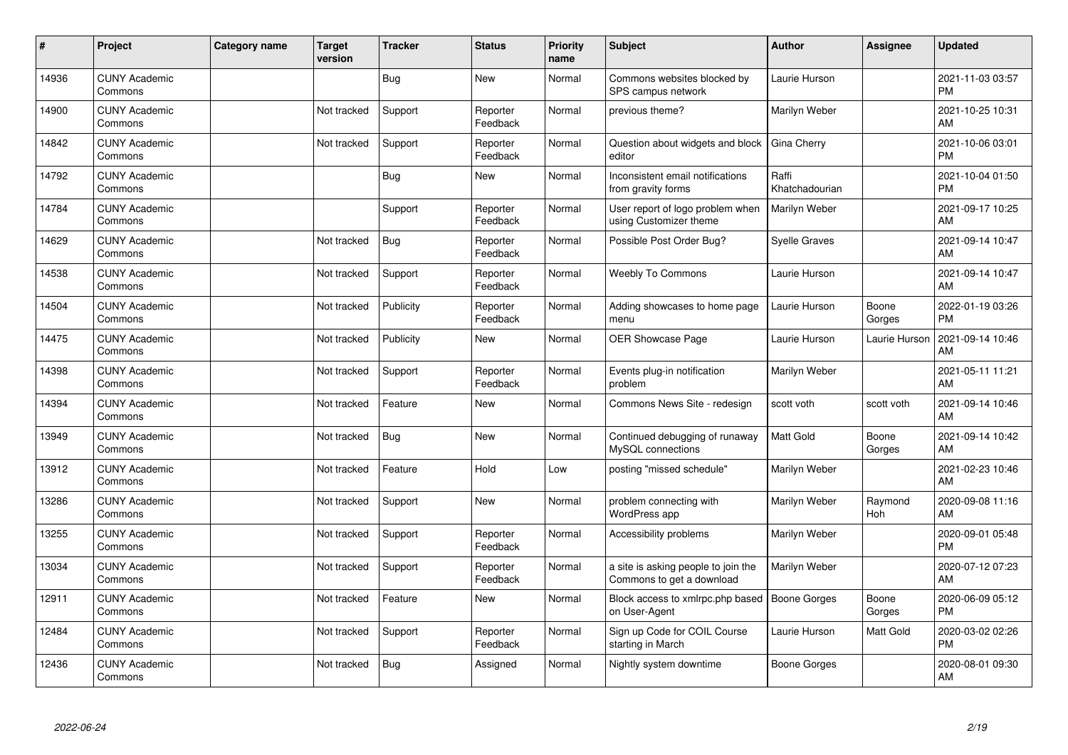| # | Project | Category name | Target version | Tracker | Status | Priority name | Subject | Author | Assignee | Updated |
|---|---|---|---|---|---|---|---|---|---|---|
| 14936 | CUNY Academic Commons | | | Bug | New | Normal | Commons websites blocked by SPS campus network | Laurie Hurson | | 2021-11-03 03:57 PM |
| 14900 | CUNY Academic Commons | | Not tracked | Support | Reporter Feedback | Normal | previous theme? | Marilyn Weber | | 2021-10-25 10:31 AM |
| 14842 | CUNY Academic Commons | | Not tracked | Support | Reporter Feedback | Normal | Question about widgets and block editor | Gina Cherry | | 2021-10-06 03:01 PM |
| 14792 | CUNY Academic Commons | | | Bug | New | Normal | Inconsistent email notifications from gravity forms | Raffi Khatchadourian | | 2021-10-04 01:50 PM |
| 14784 | CUNY Academic Commons | | | Support | Reporter Feedback | Normal | User report of logo problem when using Customizer theme | Marilyn Weber | | 2021-09-17 10:25 AM |
| 14629 | CUNY Academic Commons | | Not tracked | Bug | Reporter Feedback | Normal | Possible Post Order Bug? | Syelle Graves | | 2021-09-14 10:47 AM |
| 14538 | CUNY Academic Commons | | Not tracked | Support | Reporter Feedback | Normal | Weebly To Commons | Laurie Hurson | | 2021-09-14 10:47 AM |
| 14504 | CUNY Academic Commons | | Not tracked | Publicity | Reporter Feedback | Normal | Adding showcases to home page menu | Laurie Hurson | Boone Gorges | 2022-01-19 03:26 PM |
| 14475 | CUNY Academic Commons | | Not tracked | Publicity | New | Normal | OER Showcase Page | Laurie Hurson | Laurie Hurson | 2021-09-14 10:46 AM |
| 14398 | CUNY Academic Commons | | Not tracked | Support | Reporter Feedback | Normal | Events plug-in notification problem | Marilyn Weber | | 2021-05-11 11:21 AM |
| 14394 | CUNY Academic Commons | | Not tracked | Feature | New | Normal | Commons News Site - redesign | scott voth | scott voth | 2021-09-14 10:46 AM |
| 13949 | CUNY Academic Commons | | Not tracked | Bug | New | Normal | Continued debugging of runaway MySQL connections | Matt Gold | Boone Gorges | 2021-09-14 10:42 AM |
| 13912 | CUNY Academic Commons | | Not tracked | Feature | Hold | Low | posting "missed schedule" | Marilyn Weber | | 2021-02-23 10:46 AM |
| 13286 | CUNY Academic Commons | | Not tracked | Support | New | Normal | problem connecting with WordPress app | Marilyn Weber | Raymond Hoh | 2020-09-08 11:16 AM |
| 13255 | CUNY Academic Commons | | Not tracked | Support | Reporter Feedback | Normal | Accessibility problems | Marilyn Weber | | 2020-09-01 05:48 PM |
| 13034 | CUNY Academic Commons | | Not tracked | Support | Reporter Feedback | Normal | a site is asking people to join the Commons to get a download | Marilyn Weber | | 2020-07-12 07:23 AM |
| 12911 | CUNY Academic Commons | | Not tracked | Feature | New | Normal | Block access to xmlrpc.php based on User-Agent | Boone Gorges | Boone Gorges | 2020-06-09 05:12 PM |
| 12484 | CUNY Academic Commons | | Not tracked | Support | Reporter Feedback | Normal | Sign up Code for COIL Course starting in March | Laurie Hurson | Matt Gold | 2020-03-02 02:26 PM |
| 12436 | CUNY Academic Commons | | Not tracked | Bug | Assigned | Normal | Nightly system downtime | Boone Gorges | | 2020-08-01 09:30 AM |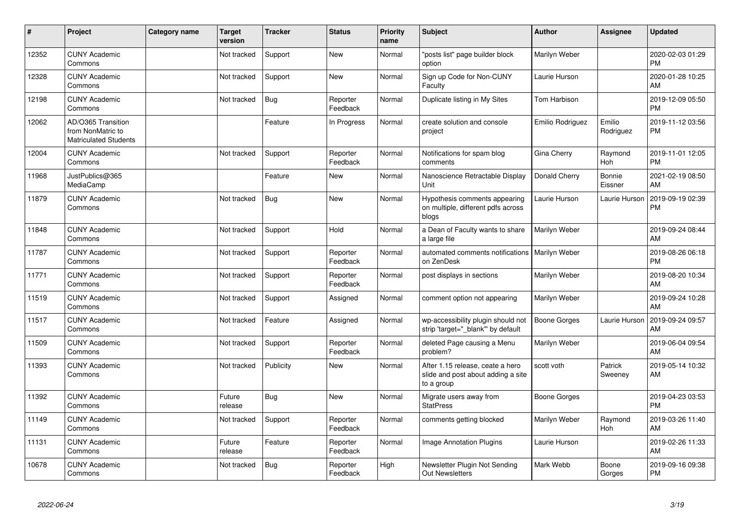| # | Project | Category name | Target version | Tracker | Status | Priority name | Subject | Author | Assignee | Updated |
|---|---|---|---|---|---|---|---|---|---|---|
| 12352 | CUNY Academic Commons | | Not tracked | Support | New | Normal | "posts list" page builder block option | Marilyn Weber | | 2020-02-03 01:29 PM |
| 12328 | CUNY Academic Commons | | Not tracked | Support | New | Normal | Sign up Code for Non-CUNY Faculty | Laurie Hurson | | 2020-01-28 10:25 AM |
| 12198 | CUNY Academic Commons | | Not tracked | Bug | Reporter Feedback | Normal | Duplicate listing in My Sites | Tom Harbison | | 2019-12-09 05:50 PM |
| 12062 | AD/O365 Transition from NonMatric to Matriculated Students | | | Feature | In Progress | Normal | create solution and console project | Emilio Rodriguez | Emilio Rodriguez | 2019-11-12 03:56 PM |
| 12004 | CUNY Academic Commons | | Not tracked | Support | Reporter Feedback | Normal | Notifications for spam blog comments | Gina Cherry | Raymond Hoh | 2019-11-01 12:05 PM |
| 11968 | JustPublics@365 MediaCamp | | | Feature | New | Normal | Nanoscience Retractable Display Unit | Donald Cherry | Bonnie Eissner | 2021-02-19 08:50 AM |
| 11879 | CUNY Academic Commons | | Not tracked | Bug | New | Normal | Hypothesis comments appearing on multiple, different pdfs across blogs | Laurie Hurson | Laurie Hurson | 2019-09-19 02:39 PM |
| 11848 | CUNY Academic Commons | | Not tracked | Support | Hold | Normal | a Dean of Faculty wants to share a large file | Marilyn Weber | | 2019-09-24 08:44 AM |
| 11787 | CUNY Academic Commons | | Not tracked | Support | Reporter Feedback | Normal | automated comments notifications on ZenDesk | Marilyn Weber | | 2019-08-26 06:18 PM |
| 11771 | CUNY Academic Commons | | Not tracked | Support | Reporter Feedback | Normal | post displays in sections | Marilyn Weber | | 2019-08-20 10:34 AM |
| 11519 | CUNY Academic Commons | | Not tracked | Support | Assigned | Normal | comment option not appearing | Marilyn Weber | | 2019-09-24 10:28 AM |
| 11517 | CUNY Academic Commons | | Not tracked | Feature | Assigned | Normal | wp-accessibility plugin should not strip 'target="_blank"' by default | Boone Gorges | Laurie Hurson | 2019-09-24 09:57 AM |
| 11509 | CUNY Academic Commons | | Not tracked | Support | Reporter Feedback | Normal | deleted Page causing a Menu problem? | Marilyn Weber | | 2019-06-04 09:54 AM |
| 11393 | CUNY Academic Commons | | Not tracked | Publicity | New | Normal | After 1.15 release, ceate a hero slide and post about adding a site to a group | scott voth | Patrick Sweeney | 2019-05-14 10:32 AM |
| 11392 | CUNY Academic Commons | | Future release | Bug | New | Normal | Migrate users away from StatPress | Boone Gorges | | 2019-04-23 03:53 PM |
| 11149 | CUNY Academic Commons | | Not tracked | Support | Reporter Feedback | Normal | comments getting blocked | Marilyn Weber | Raymond Hoh | 2019-03-26 11:40 AM |
| 11131 | CUNY Academic Commons | | Future release | Feature | Reporter Feedback | Normal | Image Annotation Plugins | Laurie Hurson | | 2019-02-26 11:33 AM |
| 10678 | CUNY Academic Commons | | Not tracked | Bug | Reporter Feedback | High | Newsletter Plugin Not Sending Out Newsletters | Mark Webb | Boone Gorges | 2019-09-16 09:38 PM |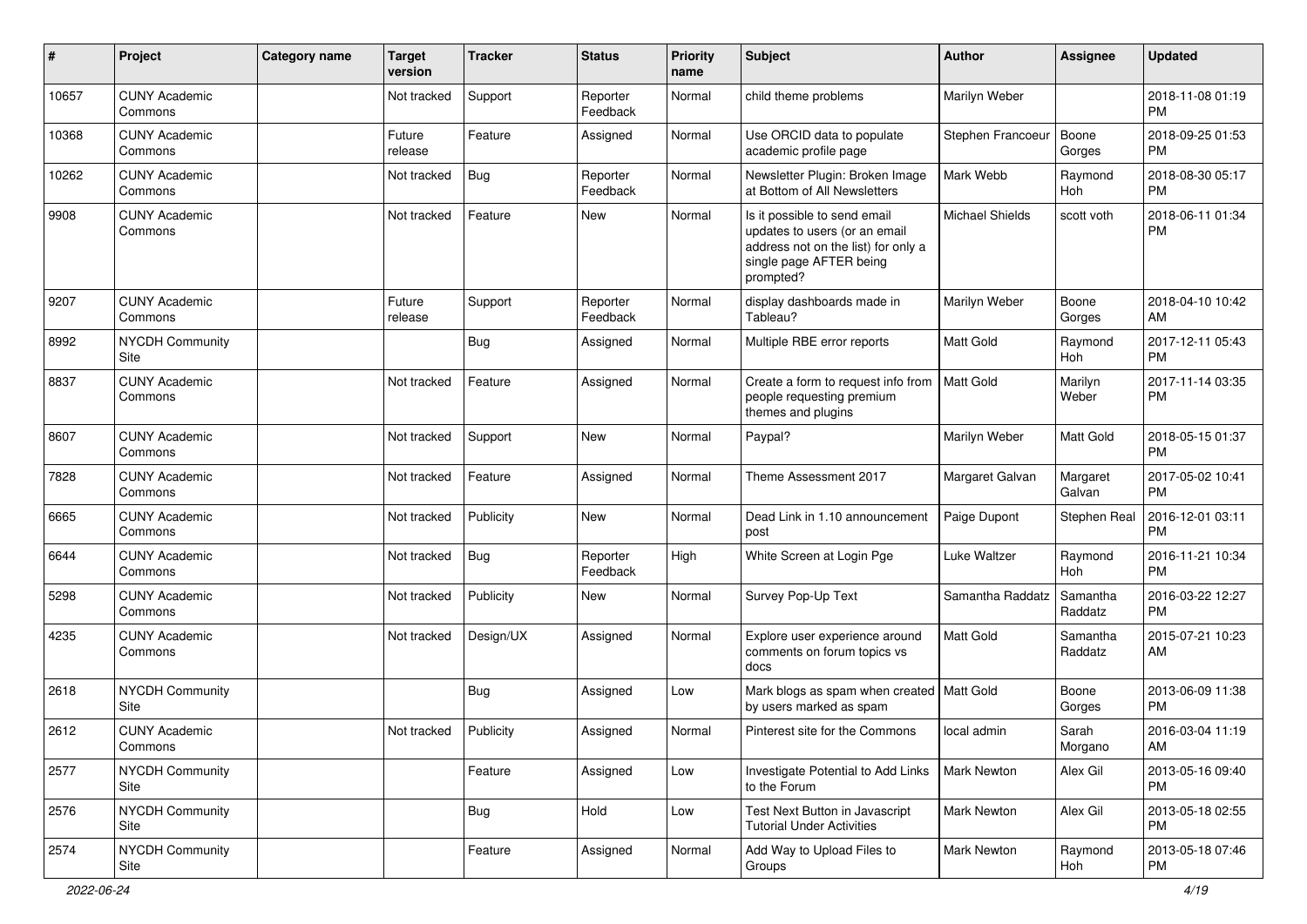| # | Project | Category name | Target version | Tracker | Status | Priority name | Subject | Author | Assignee | Updated |
|---|---|---|---|---|---|---|---|---|---|---|
| 10657 | CUNY Academic Commons | | Not tracked | Support | Reporter Feedback | Normal | child theme problems | Marilyn Weber | | 2018-11-08 01:19 PM |
| 10368 | CUNY Academic Commons | | Future release | Feature | Assigned | Normal | Use ORCID data to populate academic profile page | Stephen Francoeur | Boone Gorges | 2018-09-25 01:53 PM |
| 10262 | CUNY Academic Commons | | Not tracked | Bug | Reporter Feedback | Normal | Newsletter Plugin: Broken Image at Bottom of All Newsletters | Mark Webb | Raymond Hoh | 2018-08-30 05:17 PM |
| 9908 | CUNY Academic Commons | | Not tracked | Feature | New | Normal | Is it possible to send email updates to users (or an email address not on the list) for only a single page AFTER being prompted? | Michael Shields | scott voth | 2018-06-11 01:34 PM |
| 9207 | CUNY Academic Commons | | Future release | Support | Reporter Feedback | Normal | display dashboards made in Tableau? | Marilyn Weber | Boone Gorges | 2018-04-10 10:42 AM |
| 8992 | NYCDH Community Site | | | Bug | Assigned | Normal | Multiple RBE error reports | Matt Gold | Raymond Hoh | 2017-12-11 05:43 PM |
| 8837 | CUNY Academic Commons | | Not tracked | Feature | Assigned | Normal | Create a form to request info from people requesting premium themes and plugins | Matt Gold | Marilyn Weber | 2017-11-14 03:35 PM |
| 8607 | CUNY Academic Commons | | Not tracked | Support | New | Normal | Paypal? | Marilyn Weber | Matt Gold | 2018-05-15 01:37 PM |
| 7828 | CUNY Academic Commons | | Not tracked | Feature | Assigned | Normal | Theme Assessment 2017 | Margaret Galvan | Margaret Galvan | 2017-05-02 10:41 PM |
| 6665 | CUNY Academic Commons | | Not tracked | Publicity | New | Normal | Dead Link in 1.10 announcement post | Paige Dupont | Stephen Real | 2016-12-01 03:11 PM |
| 6644 | CUNY Academic Commons | | Not tracked | Bug | Reporter Feedback | High | White Screen at Login Pge | Luke Waltzer | Raymond Hoh | 2016-11-21 10:34 PM |
| 5298 | CUNY Academic Commons | | Not tracked | Publicity | New | Normal | Survey Pop-Up Text | Samantha Raddatz | Samantha Raddatz | 2016-03-22 12:27 PM |
| 4235 | CUNY Academic Commons | | Not tracked | Design/UX | Assigned | Normal | Explore user experience around comments on forum topics vs docs | Matt Gold | Samantha Raddatz | 2015-07-21 10:23 AM |
| 2618 | NYCDH Community Site | | | Bug | Assigned | Low | Mark blogs as spam when created by users marked as spam | Matt Gold | Boone Gorges | 2013-06-09 11:38 PM |
| 2612 | CUNY Academic Commons | | Not tracked | Publicity | Assigned | Normal | Pinterest site for the Commons | local admin | Sarah Morgano | 2016-03-04 11:19 AM |
| 2577 | NYCDH Community Site | | | Feature | Assigned | Low | Investigate Potential to Add Links to the Forum | Mark Newton | Alex Gil | 2013-05-16 09:40 PM |
| 2576 | NYCDH Community Site | | | Bug | Hold | Low | Test Next Button in Javascript Tutorial Under Activities | Mark Newton | Alex Gil | 2013-05-18 02:55 PM |
| 2574 | NYCDH Community Site | | | Feature | Assigned | Normal | Add Way to Upload Files to Groups | Mark Newton | Raymond Hoh | 2013-05-18 07:46 PM |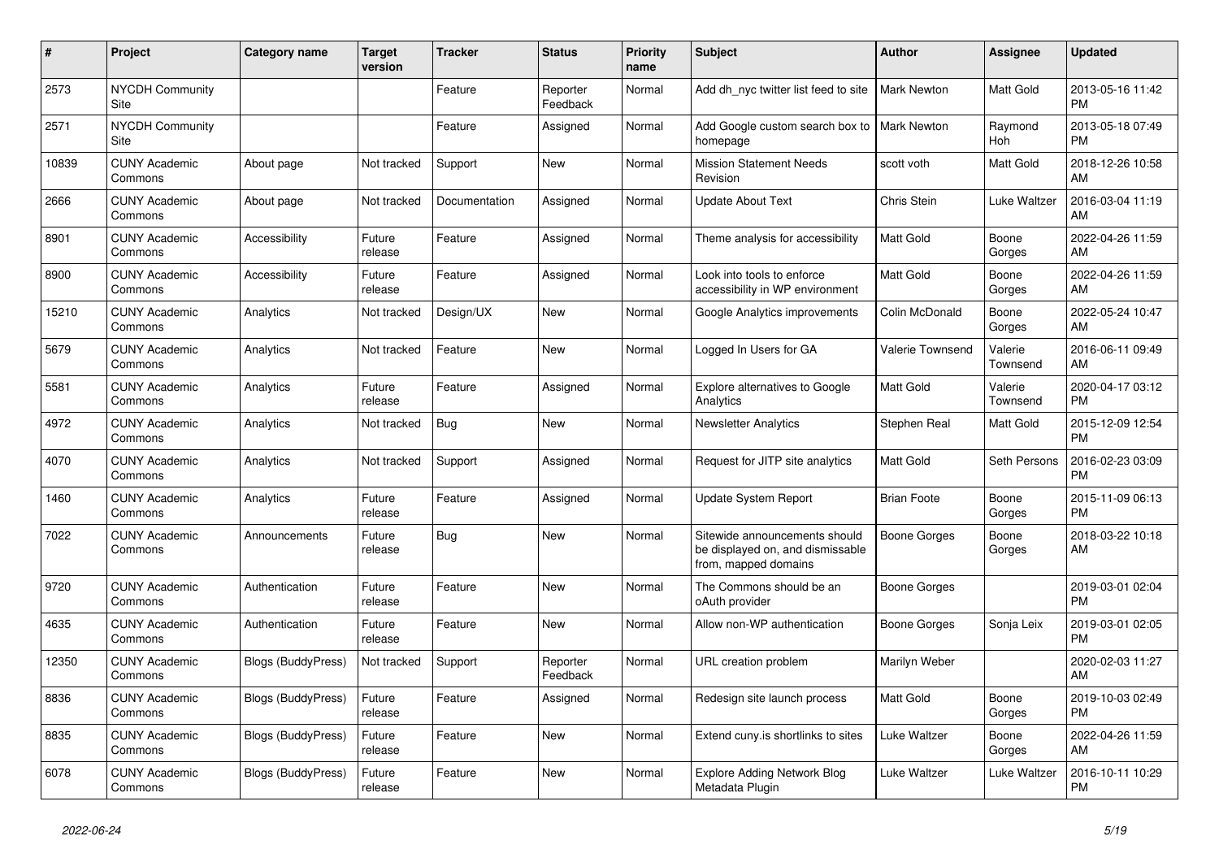| # | Project | Category name | Target version | Tracker | Status | Priority name | Subject | Author | Assignee | Updated |
|---|---|---|---|---|---|---|---|---|---|---|
| 2573 | NYCDH Community Site | | | Feature | Reporter Feedback | Normal | Add dh_nyc twitter list feed to site | Mark Newton | Matt Gold | 2013-05-16 11:42 PM |
| 2571 | NYCDH Community Site | | | Feature | Assigned | Normal | Add Google custom search box to homepage | Mark Newton | Raymond Hoh | 2013-05-18 07:49 PM |
| 10839 | CUNY Academic Commons | About page | Not tracked | Support | New | Normal | Mission Statement Needs Revision | scott voth | Matt Gold | 2018-12-26 10:58 AM |
| 2666 | CUNY Academic Commons | About page | Not tracked | Documentation | Assigned | Normal | Update About Text | Chris Stein | Luke Waltzer | 2016-03-04 11:19 AM |
| 8901 | CUNY Academic Commons | Accessibility | Future release | Feature | Assigned | Normal | Theme analysis for accessibility | Matt Gold | Boone Gorges | 2022-04-26 11:59 AM |
| 8900 | CUNY Academic Commons | Accessibility | Future release | Feature | Assigned | Normal | Look into tools to enforce accessibility in WP environment | Matt Gold | Boone Gorges | 2022-04-26 11:59 AM |
| 15210 | CUNY Academic Commons | Analytics | Not tracked | Design/UX | New | Normal | Google Analytics improvements | Colin McDonald | Boone Gorges | 2022-05-24 10:47 AM |
| 5679 | CUNY Academic Commons | Analytics | Not tracked | Feature | New | Normal | Logged In Users for GA | Valerie Townsend | Valerie Townsend | 2016-06-11 09:49 AM |
| 5581 | CUNY Academic Commons | Analytics | Future release | Feature | Assigned | Normal | Explore alternatives to Google Analytics | Matt Gold | Valerie Townsend | 2020-04-17 03:12 PM |
| 4972 | CUNY Academic Commons | Analytics | Not tracked | Bug | New | Normal | Newsletter Analytics | Stephen Real | Matt Gold | 2015-12-09 12:54 PM |
| 4070 | CUNY Academic Commons | Analytics | Not tracked | Support | Assigned | Normal | Request for JITP site analytics | Matt Gold | Seth Persons | 2016-02-23 03:09 PM |
| 1460 | CUNY Academic Commons | Analytics | Future release | Feature | Assigned | Normal | Update System Report | Brian Foote | Boone Gorges | 2015-11-09 06:13 PM |
| 7022 | CUNY Academic Commons | Announcements | Future release | Bug | New | Normal | Sitewide announcements should be displayed on, and dismissable from, mapped domains | Boone Gorges | Boone Gorges | 2018-03-22 10:18 AM |
| 9720 | CUNY Academic Commons | Authentication | Future release | Feature | New | Normal | The Commons should be an oAuth provider | Boone Gorges | | 2019-03-01 02:04 PM |
| 4635 | CUNY Academic Commons | Authentication | Future release | Feature | New | Normal | Allow non-WP authentication | Boone Gorges | Sonja Leix | 2019-03-01 02:05 PM |
| 12350 | CUNY Academic Commons | Blogs (BuddyPress) | Not tracked | Support | Reporter Feedback | Normal | URL creation problem | Marilyn Weber | | 2020-02-03 11:27 AM |
| 8836 | CUNY Academic Commons | Blogs (BuddyPress) | Future release | Feature | Assigned | Normal | Redesign site launch process | Matt Gold | Boone Gorges | 2019-10-03 02:49 PM |
| 8835 | CUNY Academic Commons | Blogs (BuddyPress) | Future release | Feature | New | Normal | Extend cuny.is shortlinks to sites | Luke Waltzer | Boone Gorges | 2022-04-26 11:59 AM |
| 6078 | CUNY Academic Commons | Blogs (BuddyPress) | Future release | Feature | New | Normal | Explore Adding Network Blog Metadata Plugin | Luke Waltzer | Luke Waltzer | 2016-10-11 10:29 PM |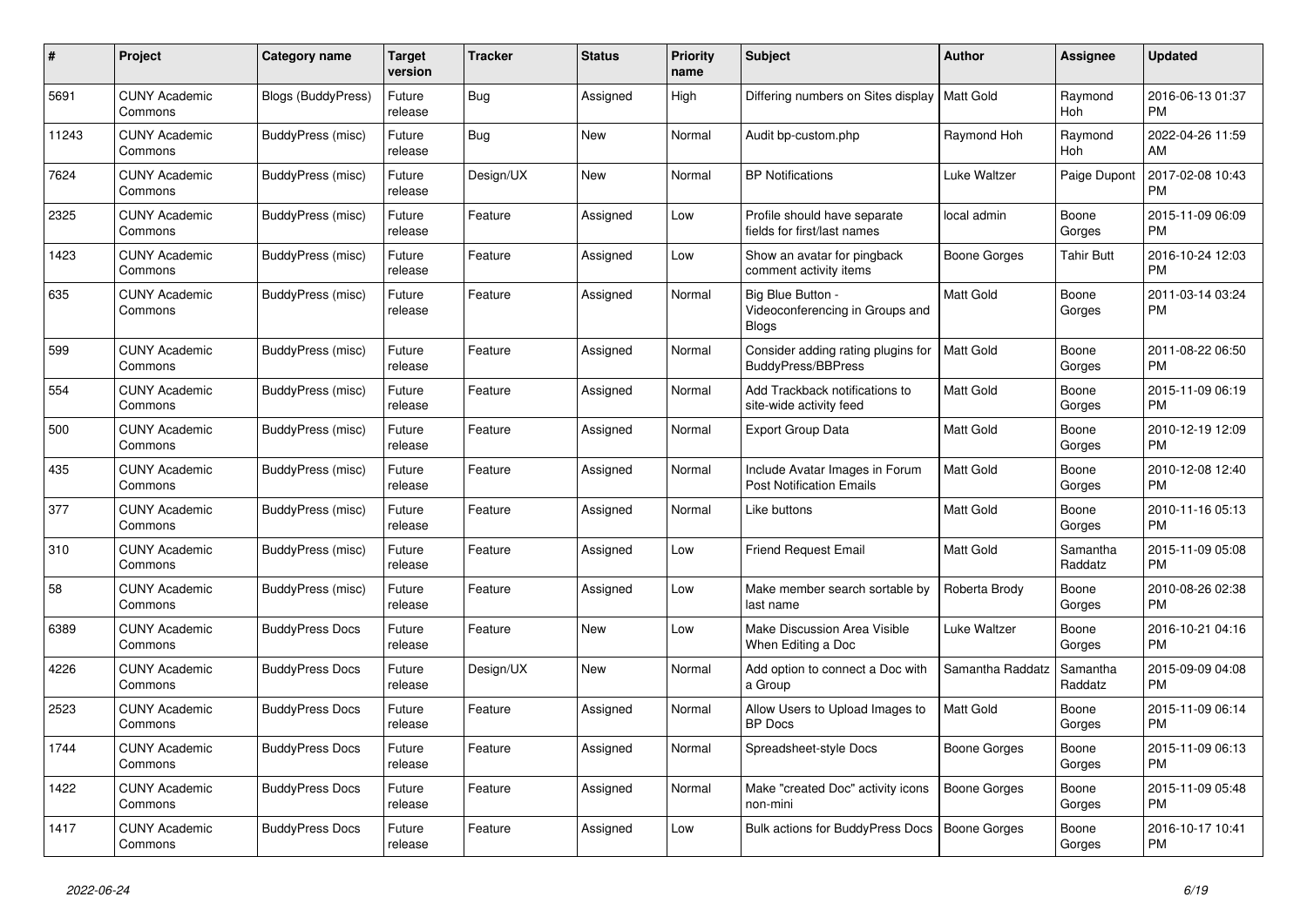| # | Project | Category name | Target version | Tracker | Status | Priority name | Subject | Author | Assignee | Updated |
|---|---|---|---|---|---|---|---|---|---|---|
| 5691 | CUNY Academic Commons | Blogs (BuddyPress) | Future release | Bug | Assigned | High | Differing numbers on Sites display | Matt Gold | Raymond Hoh | 2016-06-13 01:37 PM |
| 11243 | CUNY Academic Commons | BuddyPress (misc) | Future release | Bug | New | Normal | Audit bp-custom.php | Raymond Hoh | Raymond Hoh | 2022-04-26 11:59 AM |
| 7624 | CUNY Academic Commons | BuddyPress (misc) | Future release | Design/UX | New | Normal | BP Notifications | Luke Waltzer | Paige Dupont | 2017-02-08 10:43 PM |
| 2325 | CUNY Academic Commons | BuddyPress (misc) | Future release | Feature | Assigned | Low | Profile should have separate fields for first/last names | local admin | Boone Gorges | 2015-11-09 06:09 PM |
| 1423 | CUNY Academic Commons | BuddyPress (misc) | Future release | Feature | Assigned | Low | Show an avatar for pingback comment activity items | Boone Gorges | Tahir Butt | 2016-10-24 12:03 PM |
| 635 | CUNY Academic Commons | BuddyPress (misc) | Future release | Feature | Assigned | Normal | Big Blue Button - Videoconferencing in Groups and Blogs | Matt Gold | Boone Gorges | 2011-03-14 03:24 PM |
| 599 | CUNY Academic Commons | BuddyPress (misc) | Future release | Feature | Assigned | Normal | Consider adding rating plugins for BuddyPress/BBPress | Matt Gold | Boone Gorges | 2011-08-22 06:50 PM |
| 554 | CUNY Academic Commons | BuddyPress (misc) | Future release | Feature | Assigned | Normal | Add Trackback notifications to site-wide activity feed | Matt Gold | Boone Gorges | 2015-11-09 06:19 PM |
| 500 | CUNY Academic Commons | BuddyPress (misc) | Future release | Feature | Assigned | Normal | Export Group Data | Matt Gold | Boone Gorges | 2010-12-19 12:09 PM |
| 435 | CUNY Academic Commons | BuddyPress (misc) | Future release | Feature | Assigned | Normal | Include Avatar Images in Forum Post Notification Emails | Matt Gold | Boone Gorges | 2010-12-08 12:40 PM |
| 377 | CUNY Academic Commons | BuddyPress (misc) | Future release | Feature | Assigned | Normal | Like buttons | Matt Gold | Boone Gorges | 2010-11-16 05:13 PM |
| 310 | CUNY Academic Commons | BuddyPress (misc) | Future release | Feature | Assigned | Low | Friend Request Email | Matt Gold | Samantha Raddatz | 2015-11-09 05:08 PM |
| 58 | CUNY Academic Commons | BuddyPress (misc) | Future release | Feature | Assigned | Low | Make member search sortable by last name | Roberta Brody | Boone Gorges | 2010-08-26 02:38 PM |
| 6389 | CUNY Academic Commons | BuddyPress Docs | Future release | Feature | New | Low | Make Discussion Area Visible When Editing a Doc | Luke Waltzer | Boone Gorges | 2016-10-21 04:16 PM |
| 4226 | CUNY Academic Commons | BuddyPress Docs | Future release | Design/UX | New | Normal | Add option to connect a Doc with a Group | Samantha Raddatz | Samantha Raddatz | 2015-09-09 04:08 PM |
| 2523 | CUNY Academic Commons | BuddyPress Docs | Future release | Feature | Assigned | Normal | Allow Users to Upload Images to BP Docs | Matt Gold | Boone Gorges | 2015-11-09 06:14 PM |
| 1744 | CUNY Academic Commons | BuddyPress Docs | Future release | Feature | Assigned | Normal | Spreadsheet-style Docs | Boone Gorges | Boone Gorges | 2015-11-09 06:13 PM |
| 1422 | CUNY Academic Commons | BuddyPress Docs | Future release | Feature | Assigned | Normal | Make "created Doc" activity icons non-mini | Boone Gorges | Boone Gorges | 2015-11-09 05:48 PM |
| 1417 | CUNY Academic Commons | BuddyPress Docs | Future release | Feature | Assigned | Low | Bulk actions for BuddyPress Docs | Boone Gorges | Boone Gorges | 2016-10-17 10:41 PM |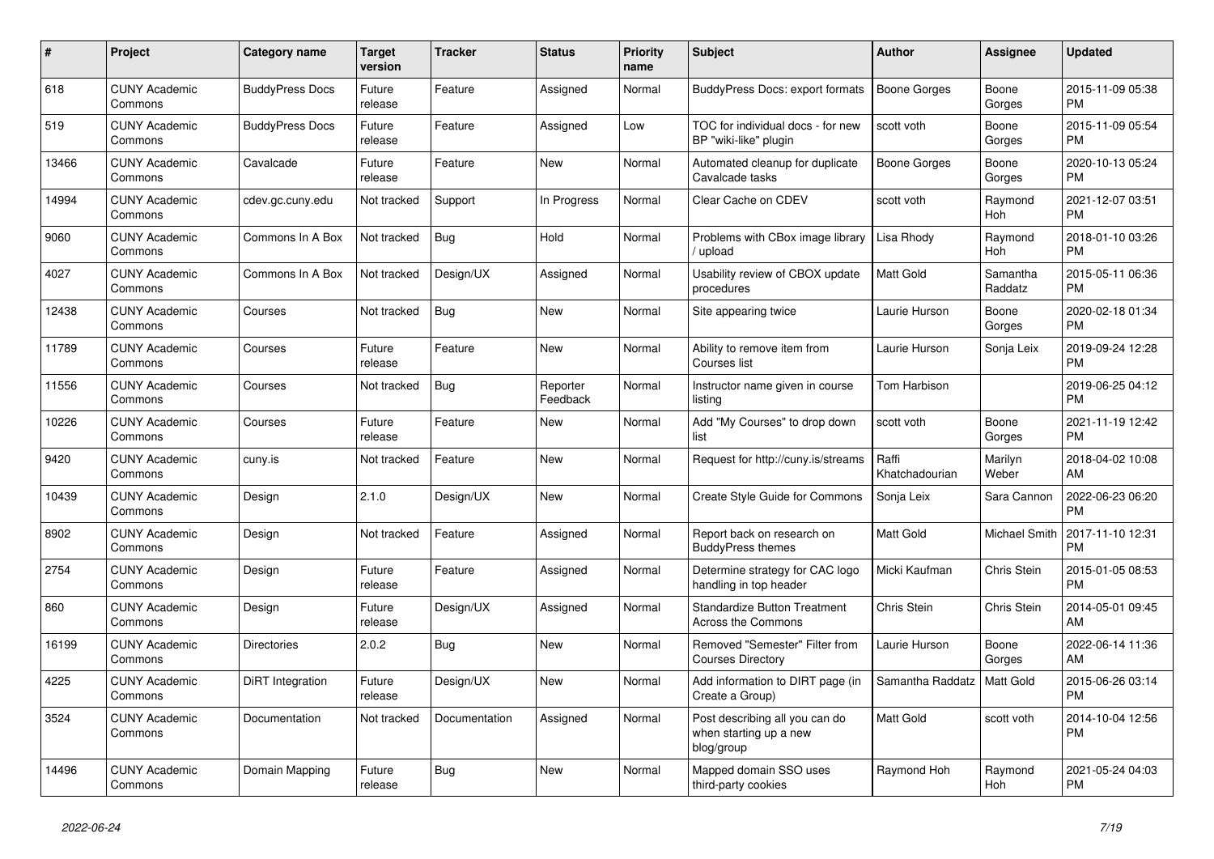| # | Project | Category name | Target version | Tracker | Status | Priority name | Subject | Author | Assignee | Updated |
|---|---|---|---|---|---|---|---|---|---|---|
| 618 | CUNY Academic Commons | BuddyPress Docs | Future release | Feature | Assigned | Normal | BuddyPress Docs: export formats | Boone Gorges | Boone Gorges | 2015-11-09 05:38 PM |
| 519 | CUNY Academic Commons | BuddyPress Docs | Future release | Feature | Assigned | Low | TOC for individual docs - for new BP "wiki-like" plugin | scott voth | Boone Gorges | 2015-11-09 05:54 PM |
| 13466 | CUNY Academic Commons | Cavalcade | Future release | Feature | New | Normal | Automated cleanup for duplicate Cavalcade tasks | Boone Gorges | Boone Gorges | 2020-10-13 05:24 PM |
| 14994 | CUNY Academic Commons | cdev.gc.cuny.edu | Not tracked | Support | In Progress | Normal | Clear Cache on CDEV | scott voth | Raymond Hoh | 2021-12-07 03:51 PM |
| 9060 | CUNY Academic Commons | Commons In A Box | Not tracked | Bug | Hold | Normal | Problems with CBox image library / upload | Lisa Rhody | Raymond Hoh | 2018-01-10 03:26 PM |
| 4027 | CUNY Academic Commons | Commons In A Box | Not tracked | Design/UX | Assigned | Normal | Usability review of CBOX update procedures | Matt Gold | Samantha Raddatz | 2015-05-11 06:36 PM |
| 12438 | CUNY Academic Commons | Courses | Not tracked | Bug | New | Normal | Site appearing twice | Laurie Hurson | Boone Gorges | 2020-02-18 01:34 PM |
| 11789 | CUNY Academic Commons | Courses | Future release | Feature | New | Normal | Ability to remove item from Courses list | Laurie Hurson | Sonja Leix | 2019-09-24 12:28 PM |
| 11556 | CUNY Academic Commons | Courses | Not tracked | Bug | Reporter Feedback | Normal | Instructor name given in course listing | Tom Harbison | | 2019-06-25 04:12 PM |
| 10226 | CUNY Academic Commons | Courses | Future release | Feature | New | Normal | Add "My Courses" to drop down list | scott voth | Boone Gorges | 2021-11-19 12:42 PM |
| 9420 | CUNY Academic Commons | cuny.is | Not tracked | Feature | New | Normal | Request for http://cuny.is/streams | Raffi Khatchadourian | Marilyn Weber | 2018-04-02 10:08 AM |
| 10439 | CUNY Academic Commons | Design | 2.1.0 | Design/UX | New | Normal | Create Style Guide for Commons | Sonja Leix | Sara Cannon | 2022-06-23 06:20 PM |
| 8902 | CUNY Academic Commons | Design | Not tracked | Feature | Assigned | Normal | Report back on research on BuddyPress themes | Matt Gold | Michael Smith | 2017-11-10 12:31 PM |
| 2754 | CUNY Academic Commons | Design | Future release | Feature | Assigned | Normal | Determine strategy for CAC logo handling in top header | Micki Kaufman | Chris Stein | 2015-01-05 08:53 PM |
| 860 | CUNY Academic Commons | Design | Future release | Design/UX | Assigned | Normal | Standardize Button Treatment Across the Commons | Chris Stein | Chris Stein | 2014-05-01 09:45 AM |
| 16199 | CUNY Academic Commons | Directories | 2.0.2 | Bug | New | Normal | Removed "Semester" Filter from Courses Directory | Laurie Hurson | Boone Gorges | 2022-06-14 11:36 AM |
| 4225 | CUNY Academic Commons | DiRT Integration | Future release | Design/UX | New | Normal | Add information to DIRT page (in Create a Group) | Samantha Raddatz | Matt Gold | 2015-06-26 03:14 PM |
| 3524 | CUNY Academic Commons | Documentation | Not tracked | Documentation | Assigned | Normal | Post describing all you can do when starting up a new blog/group | Matt Gold | scott voth | 2014-10-04 12:56 PM |
| 14496 | CUNY Academic Commons | Domain Mapping | Future release | Bug | New | Normal | Mapped domain SSO uses third-party cookies | Raymond Hoh | Raymond Hoh | 2021-05-24 04:03 PM |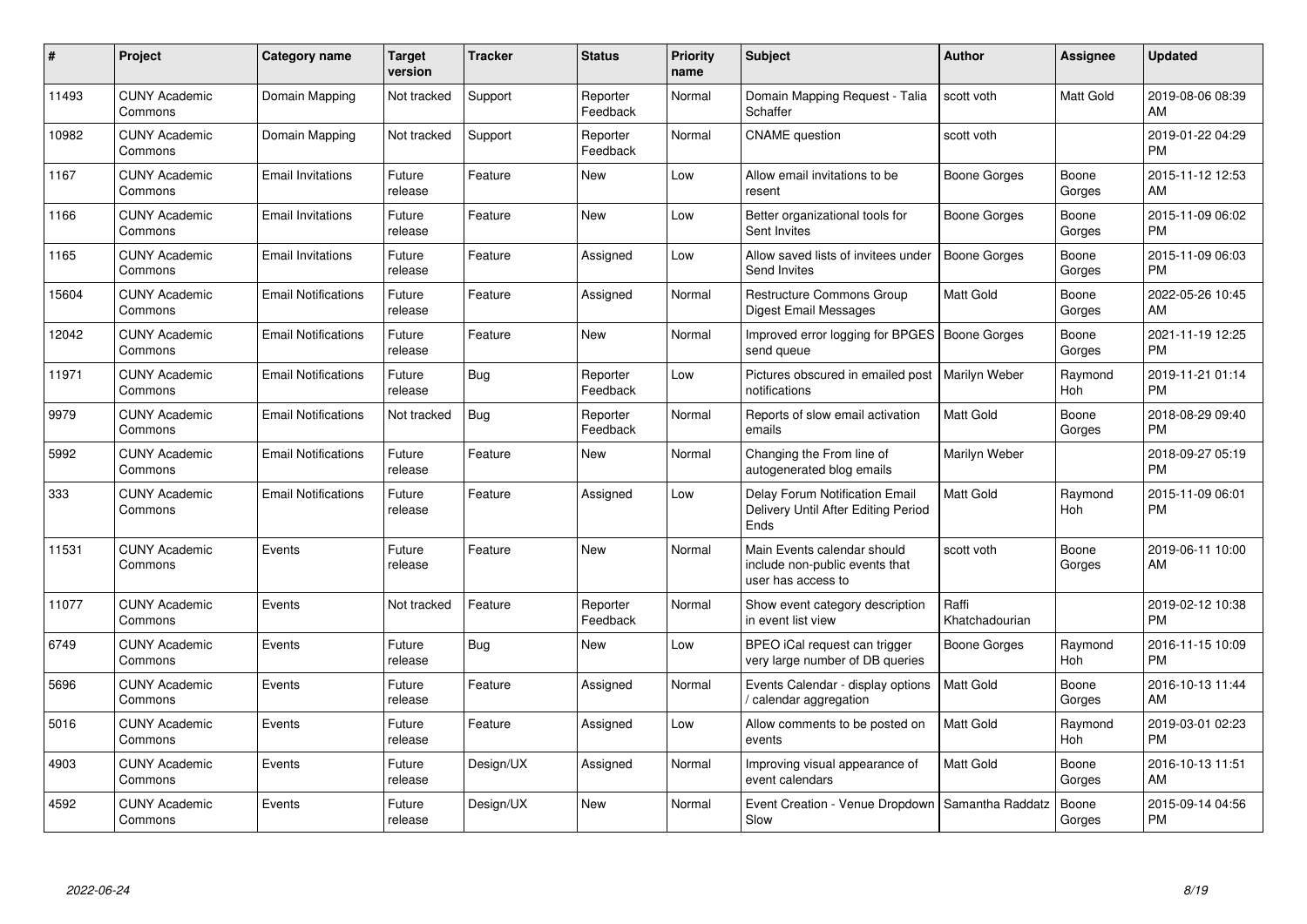| # | Project | Category name | Target version | Tracker | Status | Priority name | Subject | Author | Assignee | Updated |
|---|---|---|---|---|---|---|---|---|---|---|
| 11493 | CUNY Academic Commons | Domain Mapping | Not tracked | Support | Reporter Feedback | Normal | Domain Mapping Request - Talia Schaffer | scott voth | Matt Gold | 2019-08-06 08:39 AM |
| 10982 | CUNY Academic Commons | Domain Mapping | Not tracked | Support | Reporter Feedback | Normal | CNAME question | scott voth | | 2019-01-22 04:29 PM |
| 1167 | CUNY Academic Commons | Email Invitations | Future release | Feature | New | Low | Allow email invitations to be resent | Boone Gorges | Boone Gorges | 2015-11-12 12:53 AM |
| 1166 | CUNY Academic Commons | Email Invitations | Future release | Feature | New | Low | Better organizational tools for Sent Invites | Boone Gorges | Boone Gorges | 2015-11-09 06:02 PM |
| 1165 | CUNY Academic Commons | Email Invitations | Future release | Feature | Assigned | Low | Allow saved lists of invitees under Send Invites | Boone Gorges | Boone Gorges | 2015-11-09 06:03 PM |
| 15604 | CUNY Academic Commons | Email Notifications | Future release | Feature | Assigned | Normal | Restructure Commons Group Digest Email Messages | Matt Gold | Boone Gorges | 2022-05-26 10:45 AM |
| 12042 | CUNY Academic Commons | Email Notifications | Future release | Feature | New | Normal | Improved error logging for BPGES send queue | Boone Gorges | Boone Gorges | 2021-11-19 12:25 PM |
| 11971 | CUNY Academic Commons | Email Notifications | Future release | Bug | Reporter Feedback | Low | Pictures obscured in emailed post notifications | Marilyn Weber | Raymond Hoh | 2019-11-21 01:14 PM |
| 9979 | CUNY Academic Commons | Email Notifications | Not tracked | Bug | Reporter Feedback | Normal | Reports of slow email activation emails | Matt Gold | Boone Gorges | 2018-08-29 09:40 PM |
| 5992 | CUNY Academic Commons | Email Notifications | Future release | Feature | New | Normal | Changing the From line of autogenerated blog emails | Marilyn Weber | | 2018-09-27 05:19 PM |
| 333 | CUNY Academic Commons | Email Notifications | Future release | Feature | Assigned | Low | Delay Forum Notification Email Delivery Until After Editing Period Ends | Matt Gold | Raymond Hoh | 2015-11-09 06:01 PM |
| 11531 | CUNY Academic Commons | Events | Future release | Feature | New | Normal | Main Events calendar should include non-public events that user has access to | scott voth | Boone Gorges | 2019-06-11 10:00 AM |
| 11077 | CUNY Academic Commons | Events | Not tracked | Feature | Reporter Feedback | Normal | Show event category description in event list view | Raffi Khatchadourian | | 2019-02-12 10:38 PM |
| 6749 | CUNY Academic Commons | Events | Future release | Bug | New | Low | BPEO iCal request can trigger very large number of DB queries | Boone Gorges | Raymond Hoh | 2016-11-15 10:09 PM |
| 5696 | CUNY Academic Commons | Events | Future release | Feature | Assigned | Normal | Events Calendar - display options / calendar aggregation | Matt Gold | Boone Gorges | 2016-10-13 11:44 AM |
| 5016 | CUNY Academic Commons | Events | Future release | Feature | Assigned | Low | Allow comments to be posted on events | Matt Gold | Raymond Hoh | 2019-03-01 02:23 PM |
| 4903 | CUNY Academic Commons | Events | Future release | Design/UX | Assigned | Normal | Improving visual appearance of event calendars | Matt Gold | Boone Gorges | 2016-10-13 11:51 AM |
| 4592 | CUNY Academic Commons | Events | Future release | Design/UX | New | Normal | Event Creation - Venue Dropdown Slow | Samantha Raddatz | Boone Gorges | 2015-09-14 04:56 PM |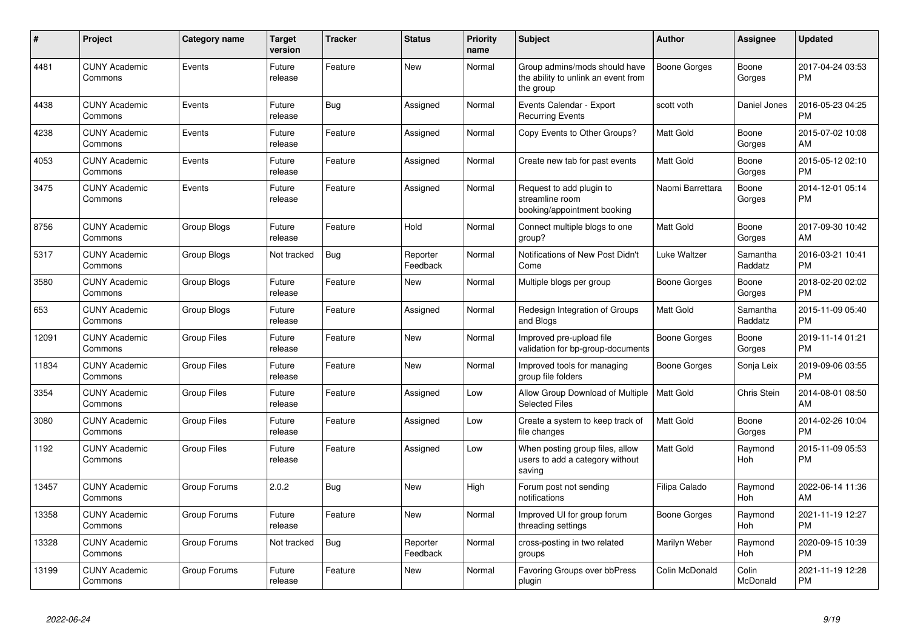| # | Project | Category name | Target version | Tracker | Status | Priority name | Subject | Author | Assignee | Updated |
|---|---|---|---|---|---|---|---|---|---|---|
| 4481 | CUNY Academic Commons | Events | Future release | Feature | New | Normal | Group admins/mods should have the ability to unlink an event from the group | Boone Gorges | Boone Gorges | 2017-04-24 03:53 PM |
| 4438 | CUNY Academic Commons | Events | Future release | Bug | Assigned | Normal | Events Calendar - Export Recurring Events | scott voth | Daniel Jones | 2016-05-23 04:25 PM |
| 4238 | CUNY Academic Commons | Events | Future release | Feature | Assigned | Normal | Copy Events to Other Groups? | Matt Gold | Boone Gorges | 2015-07-02 10:08 AM |
| 4053 | CUNY Academic Commons | Events | Future release | Feature | Assigned | Normal | Create new tab for past events | Matt Gold | Boone Gorges | 2015-05-12 02:10 PM |
| 3475 | CUNY Academic Commons | Events | Future release | Feature | Assigned | Normal | Request to add plugin to streamline room booking/appointment booking | Naomi Barrettara | Boone Gorges | 2014-12-01 05:14 PM |
| 8756 | CUNY Academic Commons | Group Blogs | Future release | Feature | Hold | Normal | Connect multiple blogs to one group? | Matt Gold | Boone Gorges | 2017-09-30 10:42 AM |
| 5317 | CUNY Academic Commons | Group Blogs | Not tracked | Bug | Reporter Feedback | Normal | Notifications of New Post Didn't Come | Luke Waltzer | Samantha Raddatz | 2016-03-21 10:41 PM |
| 3580 | CUNY Academic Commons | Group Blogs | Future release | Feature | New | Normal | Multiple blogs per group | Boone Gorges | Boone Gorges | 2018-02-20 02:02 PM |
| 653 | CUNY Academic Commons | Group Blogs | Future release | Feature | Assigned | Normal | Redesign Integration of Groups and Blogs | Matt Gold | Samantha Raddatz | 2015-11-09 05:40 PM |
| 12091 | CUNY Academic Commons | Group Files | Future release | Feature | New | Normal | Improved pre-upload file validation for bp-group-documents | Boone Gorges | Boone Gorges | 2019-11-14 01:21 PM |
| 11834 | CUNY Academic Commons | Group Files | Future release | Feature | New | Normal | Improved tools for managing group file folders | Boone Gorges | Sonja Leix | 2019-09-06 03:55 PM |
| 3354 | CUNY Academic Commons | Group Files | Future release | Feature | Assigned | Low | Allow Group Download of Multiple Selected Files | Matt Gold | Chris Stein | 2014-08-01 08:50 AM |
| 3080 | CUNY Academic Commons | Group Files | Future release | Feature | Assigned | Low | Create a system to keep track of file changes | Matt Gold | Boone Gorges | 2014-02-26 10:04 PM |
| 1192 | CUNY Academic Commons | Group Files | Future release | Feature | Assigned | Low | When posting group files, allow users to add a category without saving | Matt Gold | Raymond Hoh | 2015-11-09 05:53 PM |
| 13457 | CUNY Academic Commons | Group Forums | 2.0.2 | Bug | New | High | Forum post not sending notifications | Filipa Calado | Raymond Hoh | 2022-06-14 11:36 AM |
| 13358 | CUNY Academic Commons | Group Forums | Future release | Feature | New | Normal | Improved UI for group forum threading settings | Boone Gorges | Raymond Hoh | 2021-11-19 12:27 PM |
| 13328 | CUNY Academic Commons | Group Forums | Not tracked | Bug | Reporter Feedback | Normal | cross-posting in two related groups | Marilyn Weber | Raymond Hoh | 2020-09-15 10:39 PM |
| 13199 | CUNY Academic Commons | Group Forums | Future release | Feature | New | Normal | Favoring Groups over bbPress plugin | Colin McDonald | Colin McDonald | 2021-11-19 12:28 PM |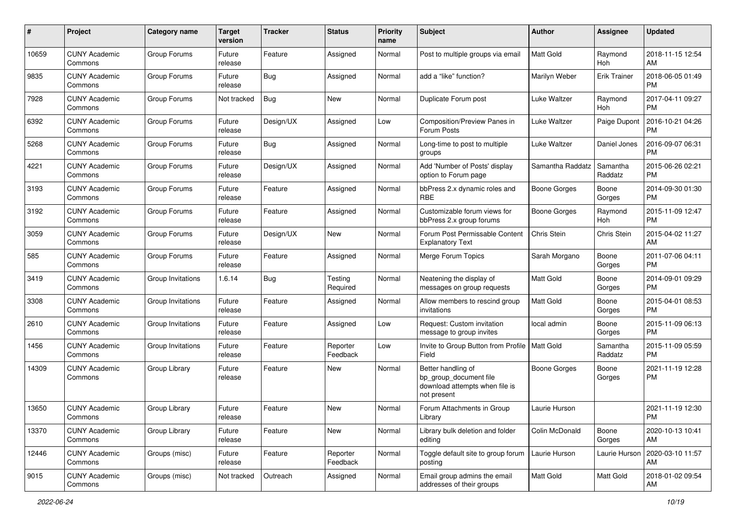| # | Project | Category name | Target version | Tracker | Status | Priority name | Subject | Author | Assignee | Updated |
|---|---|---|---|---|---|---|---|---|---|---|
| 10659 | CUNY Academic Commons | Group Forums | Future release | Feature | Assigned | Normal | Post to multiple groups via email | Matt Gold | Raymond Hoh | 2018-11-15 12:54 AM |
| 9835 | CUNY Academic Commons | Group Forums | Future release | Bug | Assigned | Normal | add a "like" function? | Marilyn Weber | Erik Trainer | 2018-06-05 01:49 PM |
| 7928 | CUNY Academic Commons | Group Forums | Not tracked | Bug | New | Normal | Duplicate Forum post | Luke Waltzer | Raymond Hoh | 2017-04-11 09:27 PM |
| 6392 | CUNY Academic Commons | Group Forums | Future release | Design/UX | Assigned | Low | Composition/Preview Panes in Forum Posts | Luke Waltzer | Paige Dupont | 2016-10-21 04:26 PM |
| 5268 | CUNY Academic Commons | Group Forums | Future release | Bug | Assigned | Normal | Long-time to post to multiple groups | Luke Waltzer | Daniel Jones | 2016-09-07 06:31 PM |
| 4221 | CUNY Academic Commons | Group Forums | Future release | Design/UX | Assigned | Normal | Add 'Number of Posts' display option to Forum page | Samantha Raddatz | Samantha Raddatz | 2015-06-26 02:21 PM |
| 3193 | CUNY Academic Commons | Group Forums | Future release | Feature | Assigned | Normal | bbPress 2.x dynamic roles and RBE | Boone Gorges | Boone Gorges | 2014-09-30 01:30 PM |
| 3192 | CUNY Academic Commons | Group Forums | Future release | Feature | Assigned | Normal | Customizable forum views for bbPress 2.x group forums | Boone Gorges | Raymond Hoh | 2015-11-09 12:47 PM |
| 3059 | CUNY Academic Commons | Group Forums | Future release | Design/UX | New | Normal | Forum Post Permissable Content Explanatory Text | Chris Stein | Chris Stein | 2015-04-02 11:27 AM |
| 585 | CUNY Academic Commons | Group Forums | Future release | Feature | Assigned | Normal | Merge Forum Topics | Sarah Morgano | Boone Gorges | 2011-07-06 04:11 PM |
| 3419 | CUNY Academic Commons | Group Invitations | 1.6.14 | Bug | Testing Required | Normal | Neatening the display of messages on group requests | Matt Gold | Boone Gorges | 2014-09-01 09:29 PM |
| 3308 | CUNY Academic Commons | Group Invitations | Future release | Feature | Assigned | Normal | Allow members to rescind group invitations | Matt Gold | Boone Gorges | 2015-04-01 08:53 PM |
| 2610 | CUNY Academic Commons | Group Invitations | Future release | Feature | Assigned | Low | Request: Custom invitation message to group invites | local admin | Boone Gorges | 2015-11-09 06:13 PM |
| 1456 | CUNY Academic Commons | Group Invitations | Future release | Feature | Reporter Feedback | Low | Invite to Group Button from Profile Field | Matt Gold | Samantha Raddatz | 2015-11-09 05:59 PM |
| 14309 | CUNY Academic Commons | Group Library | Future release | Feature | New | Normal | Better handling of bp_group_document file download attempts when file is not present | Boone Gorges | Boone Gorges | 2021-11-19 12:28 PM |
| 13650 | CUNY Academic Commons | Group Library | Future release | Feature | New | Normal | Forum Attachments in Group Library | Laurie Hurson | | 2021-11-19 12:30 PM |
| 13370 | CUNY Academic Commons | Group Library | Future release | Feature | New | Normal | Library bulk deletion and folder editing | Colin McDonald | Boone Gorges | 2020-10-13 10:41 AM |
| 12446 | CUNY Academic Commons | Groups (misc) | Future release | Feature | Reporter Feedback | Normal | Toggle default site to group forum posting | Laurie Hurson | Laurie Hurson | 2020-03-10 11:57 AM |
| 9015 | CUNY Academic Commons | Groups (misc) | Not tracked | Outreach | Assigned | Normal | Email group admins the email addresses of their groups | Matt Gold | Matt Gold | 2018-01-02 09:54 AM |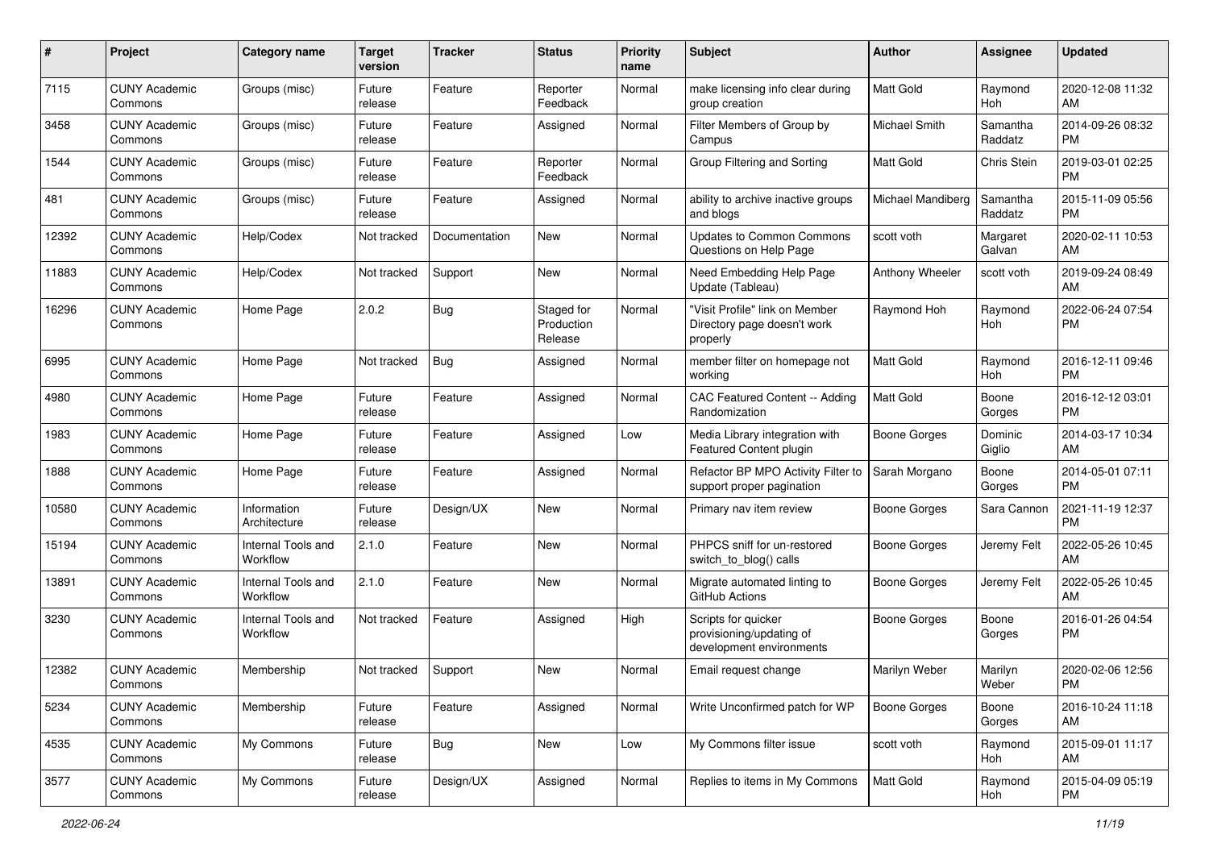| # | Project | Category name | Target version | Tracker | Status | Priority name | Subject | Author | Assignee | Updated |
|---|---|---|---|---|---|---|---|---|---|---|
| 7115 | CUNY Academic Commons | Groups (misc) | Future release | Feature | Reporter Feedback | Normal | make licensing info clear during group creation | Matt Gold | Raymond Hoh | 2020-12-08 11:32 AM |
| 3458 | CUNY Academic Commons | Groups (misc) | Future release | Feature | Assigned | Normal | Filter Members of Group by Campus | Michael Smith | Samantha Raddatz | 2014-09-26 08:32 PM |
| 1544 | CUNY Academic Commons | Groups (misc) | Future release | Feature | Reporter Feedback | Normal | Group Filtering and Sorting | Matt Gold | Chris Stein | 2019-03-01 02:25 PM |
| 481 | CUNY Academic Commons | Groups (misc) | Future release | Feature | Assigned | Normal | ability to archive inactive groups and blogs | Michael Mandiberg | Samantha Raddatz | 2015-11-09 05:56 PM |
| 12392 | CUNY Academic Commons | Help/Codex | Not tracked | Documentation | New | Normal | Updates to Common Commons Questions on Help Page | scott voth | Margaret Galvan | 2020-02-11 10:53 AM |
| 11883 | CUNY Academic Commons | Help/Codex | Not tracked | Support | New | Normal | Need Embedding Help Page Update (Tableau) | Anthony Wheeler | scott voth | 2019-09-24 08:49 AM |
| 16296 | CUNY Academic Commons | Home Page | 2.0.2 | Bug | Staged for Production Release | Normal | "Visit Profile" link on Member Directory page doesn't work properly | Raymond Hoh | Raymond Hoh | 2022-06-24 07:54 PM |
| 6995 | CUNY Academic Commons | Home Page | Not tracked | Bug | Assigned | Normal | member filter on homepage not working | Matt Gold | Raymond Hoh | 2016-12-11 09:46 PM |
| 4980 | CUNY Academic Commons | Home Page | Future release | Feature | Assigned | Normal | CAC Featured Content -- Adding Randomization | Matt Gold | Boone Gorges | 2016-12-12 03:01 PM |
| 1983 | CUNY Academic Commons | Home Page | Future release | Feature | Assigned | Low | Media Library integration with Featured Content plugin | Boone Gorges | Dominic Giglio | 2014-03-17 10:34 AM |
| 1888 | CUNY Academic Commons | Home Page | Future release | Feature | Assigned | Normal | Refactor BP MPO Activity Filter to support proper pagination | Sarah Morgano | Boone Gorges | 2014-05-01 07:11 PM |
| 10580 | CUNY Academic Commons | Information Architecture | Future release | Design/UX | New | Normal | Primary nav item review | Boone Gorges | Sara Cannon | 2021-11-19 12:37 PM |
| 15194 | CUNY Academic Commons | Internal Tools and Workflow | 2.1.0 | Feature | New | Normal | PHPCS sniff for un-restored switch_to_blog() calls | Boone Gorges | Jeremy Felt | 2022-05-26 10:45 AM |
| 13891 | CUNY Academic Commons | Internal Tools and Workflow | 2.1.0 | Feature | New | Normal | Migrate automated linting to GitHub Actions | Boone Gorges | Jeremy Felt | 2022-05-26 10:45 AM |
| 3230 | CUNY Academic Commons | Internal Tools and Workflow | Not tracked | Feature | Assigned | High | Scripts for quicker provisioning/updating of development environments | Boone Gorges | Boone Gorges | 2016-01-26 04:54 PM |
| 12382 | CUNY Academic Commons | Membership | Not tracked | Support | New | Normal | Email request change | Marilyn Weber | Marilyn Weber | 2020-02-06 12:56 PM |
| 5234 | CUNY Academic Commons | Membership | Future release | Feature | Assigned | Normal | Write Unconfirmed patch for WP | Boone Gorges | Boone Gorges | 2016-10-24 11:18 AM |
| 4535 | CUNY Academic Commons | My Commons | Future release | Bug | New | Low | My Commons filter issue | scott voth | Raymond Hoh | 2015-09-01 11:17 AM |
| 3577 | CUNY Academic Commons | My Commons | Future release | Design/UX | Assigned | Normal | Replies to items in My Commons | Matt Gold | Raymond Hoh | 2015-04-09 05:19 PM |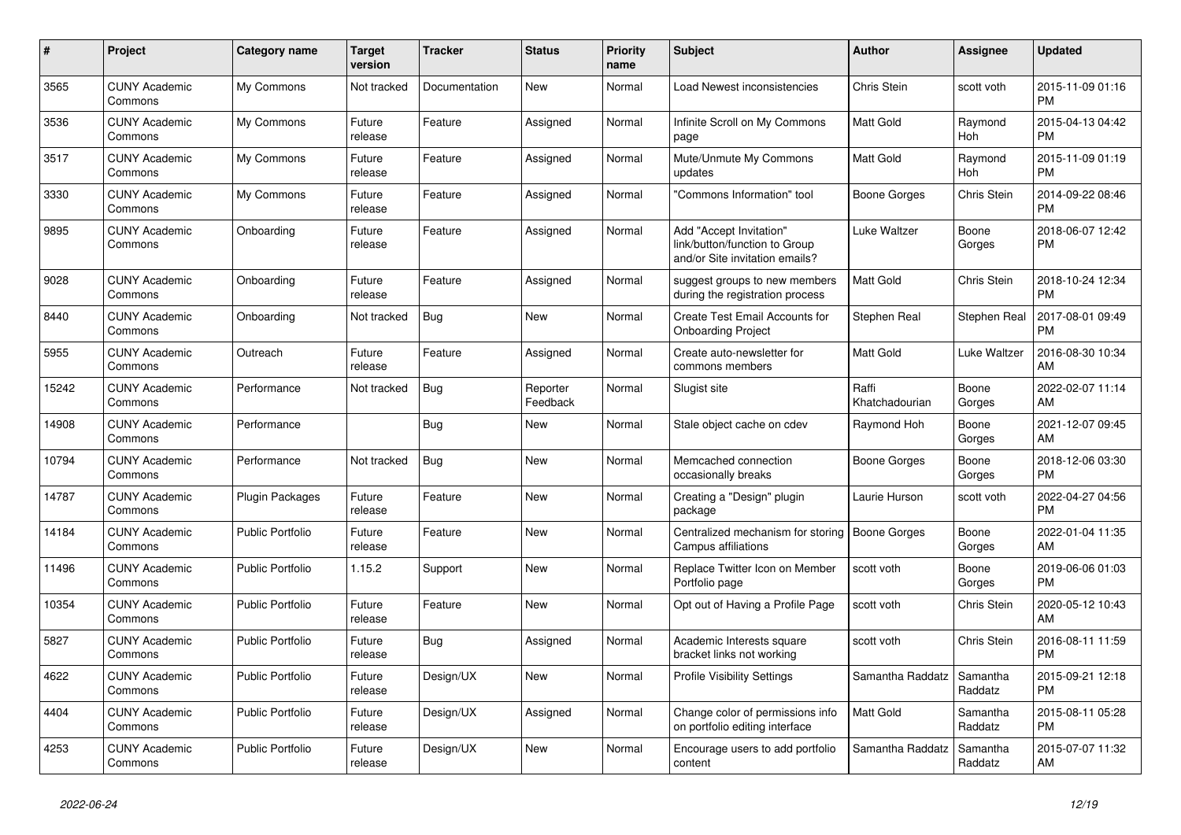| # | Project | Category name | Target version | Tracker | Status | Priority name | Subject | Author | Assignee | Updated |
|---|---|---|---|---|---|---|---|---|---|---|
| 3565 | CUNY Academic Commons | My Commons | Not tracked | Documentation | New | Normal | Load Newest inconsistencies | Chris Stein | scott voth | 2015-11-09 01:16 PM |
| 3536 | CUNY Academic Commons | My Commons | Future release | Feature | Assigned | Normal | Infinite Scroll on My Commons page | Matt Gold | Raymond Hoh | 2015-04-13 04:42 PM |
| 3517 | CUNY Academic Commons | My Commons | Future release | Feature | Assigned | Normal | Mute/Unmute My Commons updates | Matt Gold | Raymond Hoh | 2015-11-09 01:19 PM |
| 3330 | CUNY Academic Commons | My Commons | Future release | Feature | Assigned | Normal | "Commons Information" tool | Boone Gorges | Chris Stein | 2014-09-22 08:46 PM |
| 9895 | CUNY Academic Commons | Onboarding | Future release | Feature | Assigned | Normal | Add "Accept Invitation" link/button/function to Group and/or Site invitation emails? | Luke Waltzer | Boone Gorges | 2018-06-07 12:42 PM |
| 9028 | CUNY Academic Commons | Onboarding | Future release | Feature | Assigned | Normal | suggest groups to new members during the registration process | Matt Gold | Chris Stein | 2018-10-24 12:34 PM |
| 8440 | CUNY Academic Commons | Onboarding | Not tracked | Bug | New | Normal | Create Test Email Accounts for Onboarding Project | Stephen Real | Stephen Real | 2017-08-01 09:49 PM |
| 5955 | CUNY Academic Commons | Outreach | Future release | Feature | Assigned | Normal | Create auto-newsletter for commons members | Matt Gold | Luke Waltzer | 2016-08-30 10:34 AM |
| 15242 | CUNY Academic Commons | Performance | Not tracked | Bug | Reporter Feedback | Normal | Slugist site | Raffi Khatchadourian | Boone Gorges | 2022-02-07 11:14 AM |
| 14908 | CUNY Academic Commons | Performance | | Bug | New | Normal | Stale object cache on cdev | Raymond Hoh | Boone Gorges | 2021-12-07 09:45 AM |
| 10794 | CUNY Academic Commons | Performance | Not tracked | Bug | New | Normal | Memcached connection occasionally breaks | Boone Gorges | Boone Gorges | 2018-12-06 03:30 PM |
| 14787 | CUNY Academic Commons | Plugin Packages | Future release | Feature | New | Normal | Creating a "Design" plugin package | Laurie Hurson | scott voth | 2022-04-27 04:56 PM |
| 14184 | CUNY Academic Commons | Public Portfolio | Future release | Feature | New | Normal | Centralized mechanism for storing Campus affiliations | Boone Gorges | Boone Gorges | 2022-01-04 11:35 AM |
| 11496 | CUNY Academic Commons | Public Portfolio | 1.15.2 | Support | New | Normal | Replace Twitter Icon on Member Portfolio page | scott voth | Boone Gorges | 2019-06-06 01:03 PM |
| 10354 | CUNY Academic Commons | Public Portfolio | Future release | Feature | New | Normal | Opt out of Having a Profile Page | scott voth | Chris Stein | 2020-05-12 10:43 AM |
| 5827 | CUNY Academic Commons | Public Portfolio | Future release | Bug | Assigned | Normal | Academic Interests square bracket links not working | scott voth | Chris Stein | 2016-08-11 11:59 PM |
| 4622 | CUNY Academic Commons | Public Portfolio | Future release | Design/UX | New | Normal | Profile Visibility Settings | Samantha Raddatz | Samantha Raddatz | 2015-09-21 12:18 PM |
| 4404 | CUNY Academic Commons | Public Portfolio | Future release | Design/UX | Assigned | Normal | Change color of permissions info on portfolio editing interface | Matt Gold | Samantha Raddatz | 2015-08-11 05:28 PM |
| 4253 | CUNY Academic Commons | Public Portfolio | Future release | Design/UX | New | Normal | Encourage users to add portfolio content | Samantha Raddatz | Samantha Raddatz | 2015-07-07 11:32 AM |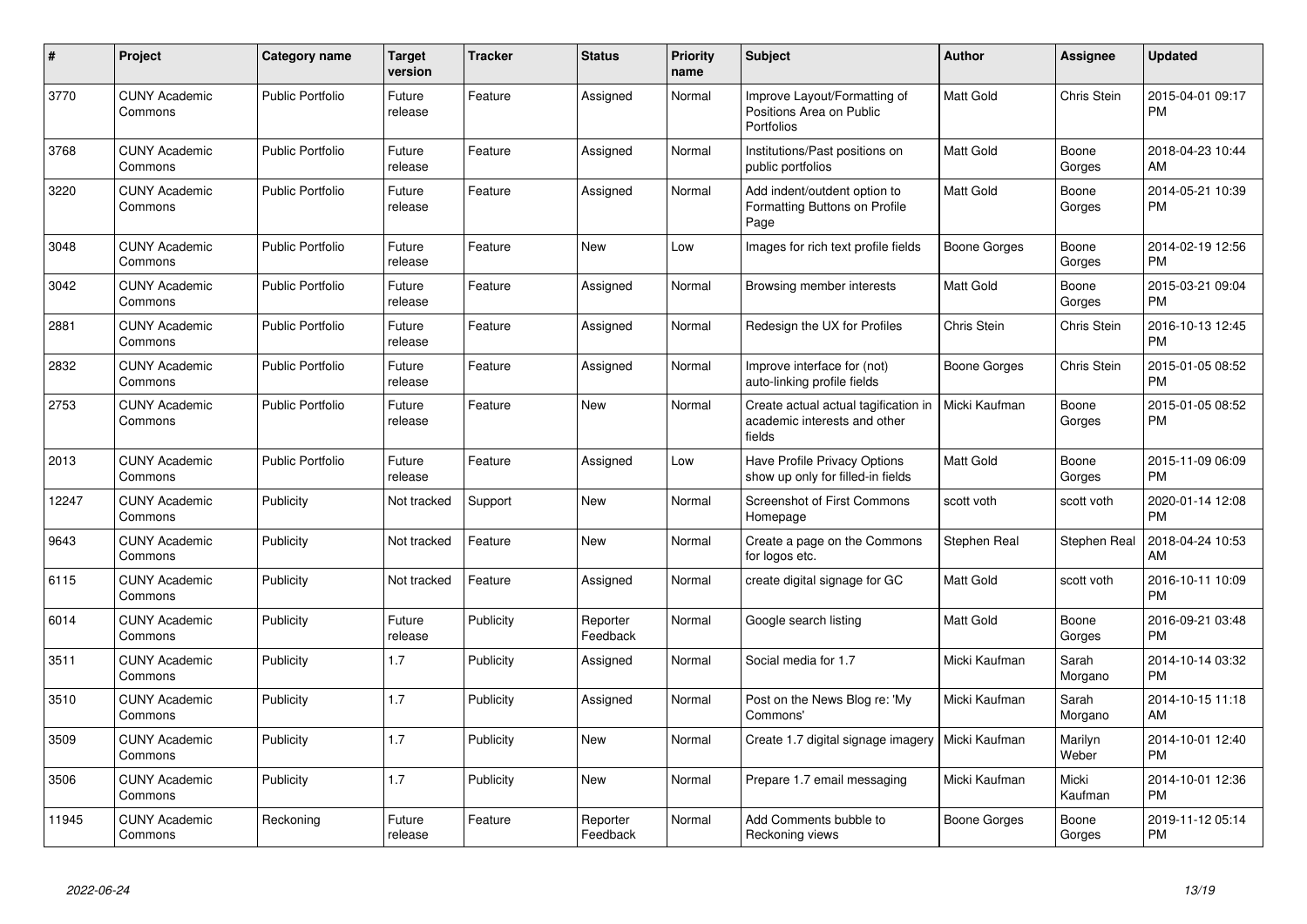| # | Project | Category name | Target version | Tracker | Status | Priority name | Subject | Author | Assignee | Updated |
|---|---|---|---|---|---|---|---|---|---|---|
| 3770 | CUNY Academic Commons | Public Portfolio | Future release | Feature | Assigned | Normal | Improve Layout/Formatting of Positions Area on Public Portfolios | Matt Gold | Chris Stein | 2015-04-01 09:17 PM |
| 3768 | CUNY Academic Commons | Public Portfolio | Future release | Feature | Assigned | Normal | Institutions/Past positions on public portfolios | Matt Gold | Boone Gorges | 2018-04-23 10:44 AM |
| 3220 | CUNY Academic Commons | Public Portfolio | Future release | Feature | Assigned | Normal | Add indent/outdent option to Formatting Buttons on Profile Page | Matt Gold | Boone Gorges | 2014-05-21 10:39 PM |
| 3048 | CUNY Academic Commons | Public Portfolio | Future release | Feature | New | Low | Images for rich text profile fields | Boone Gorges | Boone Gorges | 2014-02-19 12:56 PM |
| 3042 | CUNY Academic Commons | Public Portfolio | Future release | Feature | Assigned | Normal | Browsing member interests | Matt Gold | Boone Gorges | 2015-03-21 09:04 PM |
| 2881 | CUNY Academic Commons | Public Portfolio | Future release | Feature | Assigned | Normal | Redesign the UX for Profiles | Chris Stein | Chris Stein | 2016-10-13 12:45 PM |
| 2832 | CUNY Academic Commons | Public Portfolio | Future release | Feature | Assigned | Normal | Improve interface for (not) auto-linking profile fields | Boone Gorges | Chris Stein | 2015-01-05 08:52 PM |
| 2753 | CUNY Academic Commons | Public Portfolio | Future release | Feature | New | Normal | Create actual actual tagification in academic interests and other fields | Micki Kaufman | Boone Gorges | 2015-01-05 08:52 PM |
| 2013 | CUNY Academic Commons | Public Portfolio | Future release | Feature | Assigned | Low | Have Profile Privacy Options show up only for filled-in fields | Matt Gold | Boone Gorges | 2015-11-09 06:09 PM |
| 12247 | CUNY Academic Commons | Publicity | Not tracked | Support | New | Normal | Screenshot of First Commons Homepage | scott voth | scott voth | 2020-01-14 12:08 PM |
| 9643 | CUNY Academic Commons | Publicity | Not tracked | Feature | New | Normal | Create a page on the Commons for logos etc. | Stephen Real | Stephen Real | 2018-04-24 10:53 AM |
| 6115 | CUNY Academic Commons | Publicity | Not tracked | Feature | Assigned | Normal | create digital signage for GC | Matt Gold | scott voth | 2016-10-11 10:09 PM |
| 6014 | CUNY Academic Commons | Publicity | Future release | Publicity | Reporter Feedback | Normal | Google search listing | Matt Gold | Boone Gorges | 2016-09-21 03:48 PM |
| 3511 | CUNY Academic Commons | Publicity | 1.7 | Publicity | Assigned | Normal | Social media for 1.7 | Micki Kaufman | Sarah Morgano | 2014-10-14 03:32 PM |
| 3510 | CUNY Academic Commons | Publicity | 1.7 | Publicity | Assigned | Normal | Post on the News Blog re: 'My Commons' | Micki Kaufman | Sarah Morgano | 2014-10-15 11:18 AM |
| 3509 | CUNY Academic Commons | Publicity | 1.7 | Publicity | New | Normal | Create 1.7 digital signage imagery | Micki Kaufman | Marilyn Weber | 2014-10-01 12:40 PM |
| 3506 | CUNY Academic Commons | Publicity | 1.7 | Publicity | New | Normal | Prepare 1.7 email messaging | Micki Kaufman | Micki Kaufman | 2014-10-01 12:36 PM |
| 11945 | CUNY Academic Commons | Reckoning | Future release | Feature | Reporter Feedback | Normal | Add Comments bubble to Reckoning views | Boone Gorges | Boone Gorges | 2019-11-12 05:14 PM |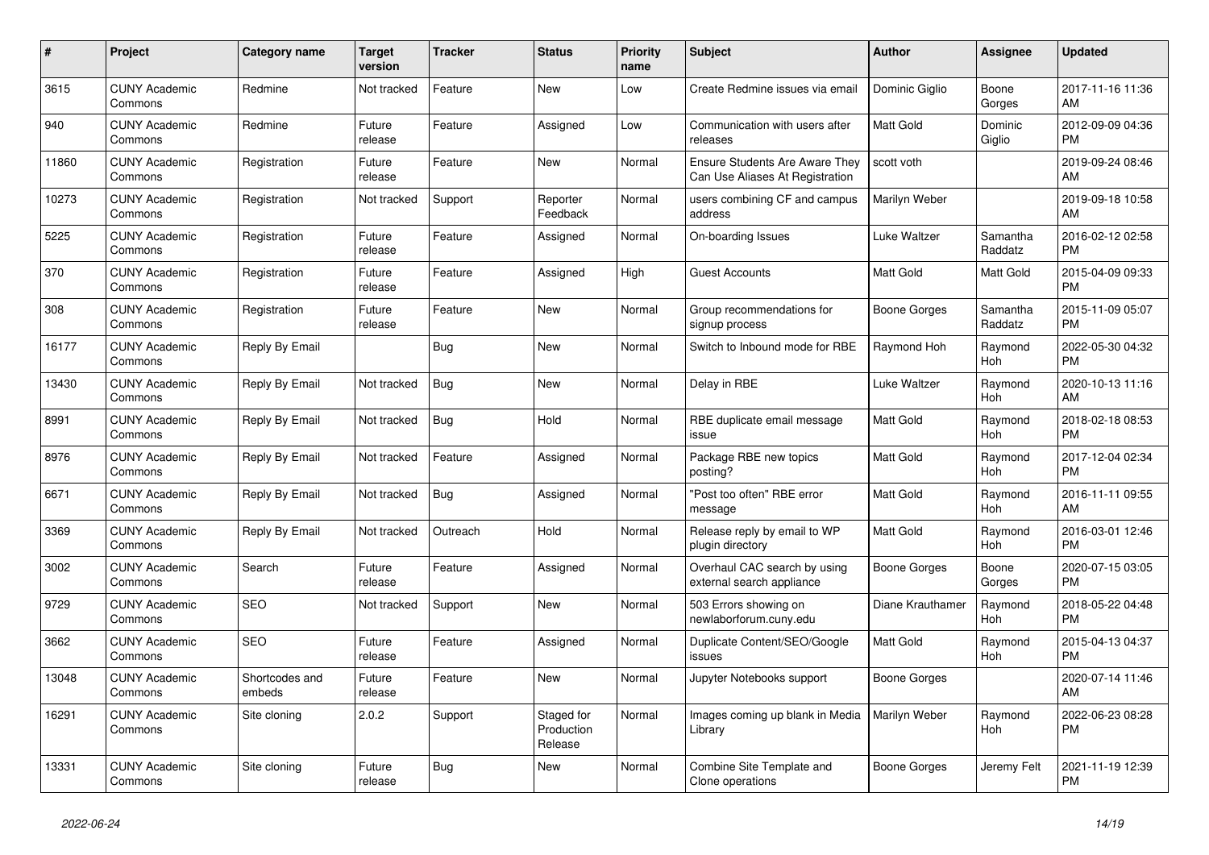| # | Project | Category name | Target version | Tracker | Status | Priority name | Subject | Author | Assignee | Updated |
|---|---|---|---|---|---|---|---|---|---|---|
| 3615 | CUNY Academic Commons | Redmine | Not tracked | Feature | New | Low | Create Redmine issues via email | Dominic Giglio | Boone Gorges | 2017-11-16 11:36 AM |
| 940 | CUNY Academic Commons | Redmine | Future release | Feature | Assigned | Low | Communication with users after releases | Matt Gold | Dominic Giglio | 2012-09-09 04:36 PM |
| 11860 | CUNY Academic Commons | Registration | Future release | Feature | New | Normal | Ensure Students Are Aware They Can Use Aliases At Registration | scott voth | | 2019-09-24 08:46 AM |
| 10273 | CUNY Academic Commons | Registration | Not tracked | Support | Reporter Feedback | Normal | users combining CF and campus address | Marilyn Weber | | 2019-09-18 10:58 AM |
| 5225 | CUNY Academic Commons | Registration | Future release | Feature | Assigned | Normal | On-boarding Issues | Luke Waltzer | Samantha Raddatz | 2016-02-12 02:58 PM |
| 370 | CUNY Academic Commons | Registration | Future release | Feature | Assigned | High | Guest Accounts | Matt Gold | Matt Gold | 2015-04-09 09:33 PM |
| 308 | CUNY Academic Commons | Registration | Future release | Feature | New | Normal | Group recommendations for signup process | Boone Gorges | Samantha Raddatz | 2015-11-09 05:07 PM |
| 16177 | CUNY Academic Commons | Reply By Email | | Bug | New | Normal | Switch to Inbound mode for RBE | Raymond Hoh | Raymond Hoh | 2022-05-30 04:32 PM |
| 13430 | CUNY Academic Commons | Reply By Email | Not tracked | Bug | New | Normal | Delay in RBE | Luke Waltzer | Raymond Hoh | 2020-10-13 11:16 AM |
| 8991 | CUNY Academic Commons | Reply By Email | Not tracked | Bug | Hold | Normal | RBE duplicate email message issue | Matt Gold | Raymond Hoh | 2018-02-18 08:53 PM |
| 8976 | CUNY Academic Commons | Reply By Email | Not tracked | Feature | Assigned | Normal | Package RBE new topics posting? | Matt Gold | Raymond Hoh | 2017-12-04 02:34 PM |
| 6671 | CUNY Academic Commons | Reply By Email | Not tracked | Bug | Assigned | Normal | "Post too often" RBE error message | Matt Gold | Raymond Hoh | 2016-11-11 09:55 AM |
| 3369 | CUNY Academic Commons | Reply By Email | Not tracked | Outreach | Hold | Normal | Release reply by email to WP plugin directory | Matt Gold | Raymond Hoh | 2016-03-01 12:46 PM |
| 3002 | CUNY Academic Commons | Search | Future release | Feature | Assigned | Normal | Overhaul CAC search by using external search appliance | Boone Gorges | Boone Gorges | 2020-07-15 03:05 PM |
| 9729 | CUNY Academic Commons | SEO | Not tracked | Support | New | Normal | 503 Errors showing on newlaborforum.cuny.edu | Diane Krauthamer | Raymond Hoh | 2018-05-22 04:48 PM |
| 3662 | CUNY Academic Commons | SEO | Future release | Feature | Assigned | Normal | Duplicate Content/SEO/Google issues | Matt Gold | Raymond Hoh | 2015-04-13 04:37 PM |
| 13048 | CUNY Academic Commons | Shortcodes and embeds | Future release | Feature | New | Normal | Jupyter Notebooks support | Boone Gorges | | 2020-07-14 11:46 AM |
| 16291 | CUNY Academic Commons | Site cloning | 2.0.2 | Support | Staged for Production Release | Normal | Images coming up blank in Media Library | Marilyn Weber | Raymond Hoh | 2022-06-23 08:28 PM |
| 13331 | CUNY Academic Commons | Site cloning | Future release | Bug | New | Normal | Combine Site Template and Clone operations | Boone Gorges | Jeremy Felt | 2021-11-19 12:39 PM |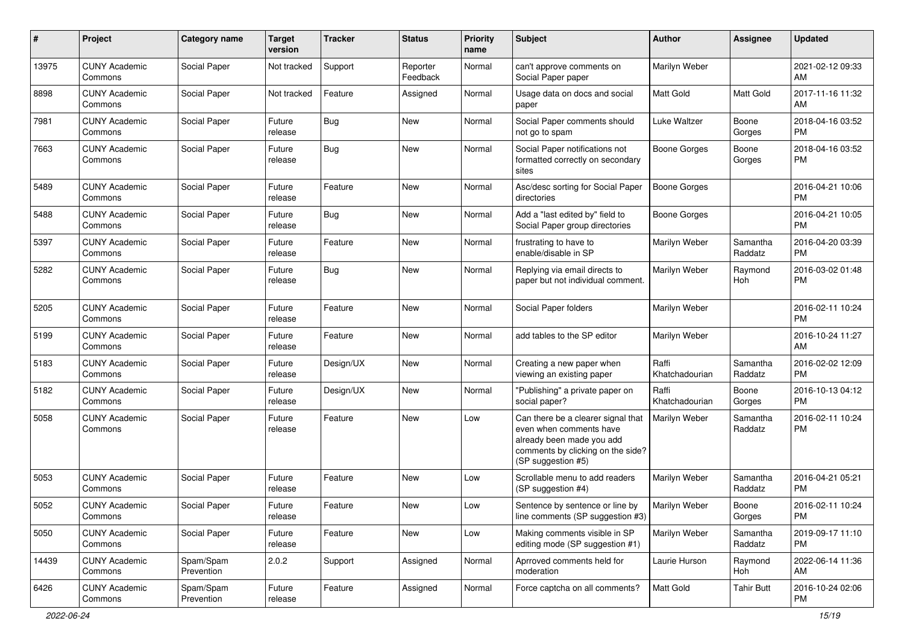| # | Project | Category name | Target version | Tracker | Status | Priority name | Subject | Author | Assignee | Updated |
|---|---|---|---|---|---|---|---|---|---|---|
| 13975 | CUNY Academic Commons | Social Paper | Not tracked | Support | Reporter Feedback | Normal | can't approve comments on Social Paper paper | Marilyn Weber | | 2021-02-12 09:33 AM |
| 8898 | CUNY Academic Commons | Social Paper | Not tracked | Feature | Assigned | Normal | Usage data on docs and social paper | Matt Gold | Matt Gold | 2017-11-16 11:32 AM |
| 7981 | CUNY Academic Commons | Social Paper | Future release | Bug | New | Normal | Social Paper comments should not go to spam | Luke Waltzer | Boone Gorges | 2018-04-16 03:52 PM |
| 7663 | CUNY Academic Commons | Social Paper | Future release | Bug | New | Normal | Social Paper notifications not formatted correctly on secondary sites | Boone Gorges | Boone Gorges | 2018-04-16 03:52 PM |
| 5489 | CUNY Academic Commons | Social Paper | Future release | Feature | New | Normal | Asc/desc sorting for Social Paper directories | Boone Gorges | | 2016-04-21 10:06 PM |
| 5488 | CUNY Academic Commons | Social Paper | Future release | Bug | New | Normal | Add a "last edited by" field to Social Paper group directories | Boone Gorges | | 2016-04-21 10:05 PM |
| 5397 | CUNY Academic Commons | Social Paper | Future release | Feature | New | Normal | frustrating to have to enable/disable in SP | Marilyn Weber | Samantha Raddatz | 2016-04-20 03:39 PM |
| 5282 | CUNY Academic Commons | Social Paper | Future release | Bug | New | Normal | Replying via email directs to paper but not individual comment. | Marilyn Weber | Raymond Hoh | 2016-03-02 01:48 PM |
| 5205 | CUNY Academic Commons | Social Paper | Future release | Feature | New | Normal | Social Paper folders | Marilyn Weber | | 2016-02-11 10:24 PM |
| 5199 | CUNY Academic Commons | Social Paper | Future release | Feature | New | Normal | add tables to the SP editor | Marilyn Weber | | 2016-10-24 11:27 AM |
| 5183 | CUNY Academic Commons | Social Paper | Future release | Design/UX | New | Normal | Creating a new paper when viewing an existing paper | Raffi Khatchadourian | Samantha Raddatz | 2016-02-02 12:09 PM |
| 5182 | CUNY Academic Commons | Social Paper | Future release | Design/UX | New | Normal | "Publishing" a private paper on social paper? | Raffi Khatchadourian | Boone Gorges | 2016-10-13 04:12 PM |
| 5058 | CUNY Academic Commons | Social Paper | Future release | Feature | New | Low | Can there be a clearer signal that even when comments have already been made you add comments by clicking on the side? (SP suggestion #5) | Marilyn Weber | Samantha Raddatz | 2016-02-11 10:24 PM |
| 5053 | CUNY Academic Commons | Social Paper | Future release | Feature | New | Low | Scrollable menu to add readers (SP suggestion #4) | Marilyn Weber | Samantha Raddatz | 2016-04-21 05:21 PM |
| 5052 | CUNY Academic Commons | Social Paper | Future release | Feature | New | Low | Sentence by sentence or line by line comments (SP suggestion #3) | Marilyn Weber | Boone Gorges | 2016-02-11 10:24 PM |
| 5050 | CUNY Academic Commons | Social Paper | Future release | Feature | New | Low | Making comments visible in SP editing mode (SP suggestion #1) | Marilyn Weber | Samantha Raddatz | 2019-09-17 11:10 PM |
| 14439 | CUNY Academic Commons | Spam/Spam Prevention | 2.0.2 | Support | Assigned | Normal | Aprroved comments held for moderation | Laurie Hurson | Raymond Hoh | 2022-06-14 11:36 AM |
| 6426 | CUNY Academic Commons | Spam/Spam Prevention | Future release | Feature | Assigned | Normal | Force captcha on all comments? | Matt Gold | Tahir Butt | 2016-10-24 02:06 PM |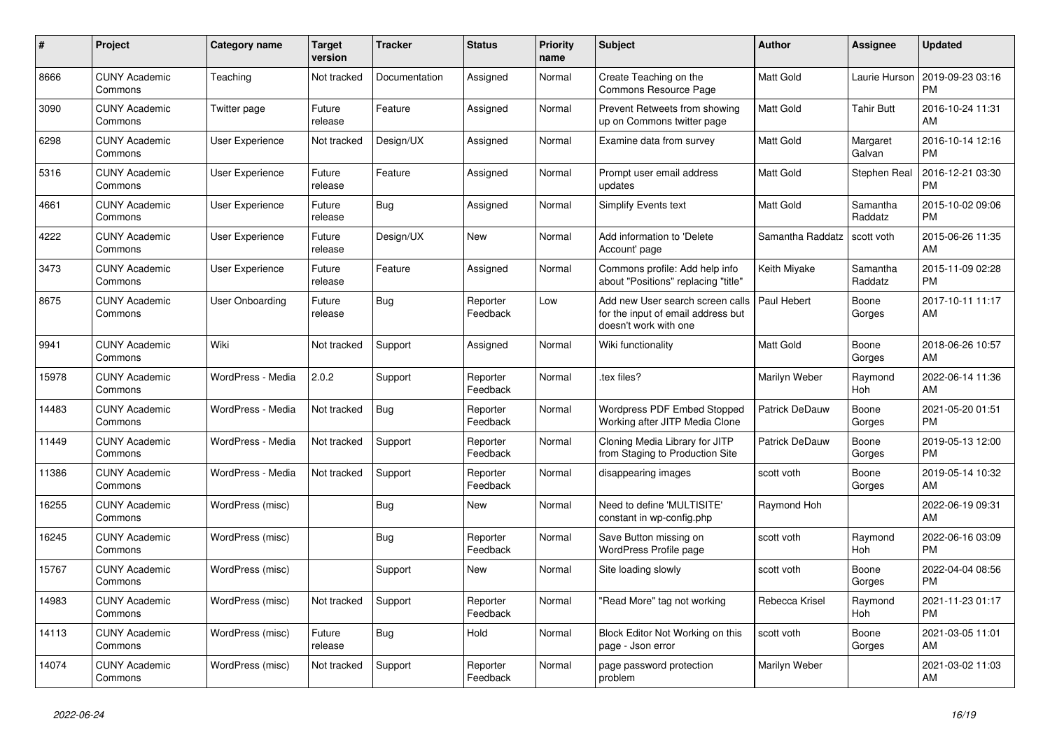| # | Project | Category name | Target version | Tracker | Status | Priority name | Subject | Author | Assignee | Updated |
|---|---|---|---|---|---|---|---|---|---|---|
| 8666 | CUNY Academic Commons | Teaching | Not tracked | Documentation | Assigned | Normal | Create Teaching on the Commons Resource Page | Matt Gold | Laurie Hurson | 2019-09-23 03:16 PM |
| 3090 | CUNY Academic Commons | Twitter page | Future release | Feature | Assigned | Normal | Prevent Retweets from showing up on Commons twitter page | Matt Gold | Tahir Butt | 2016-10-24 11:31 AM |
| 6298 | CUNY Academic Commons | User Experience | Not tracked | Design/UX | Assigned | Normal | Examine data from survey | Matt Gold | Margaret Galvan | 2016-10-14 12:16 PM |
| 5316 | CUNY Academic Commons | User Experience | Future release | Feature | Assigned | Normal | Prompt user email address updates | Matt Gold | Stephen Real | 2016-12-21 03:30 PM |
| 4661 | CUNY Academic Commons | User Experience | Future release | Bug | Assigned | Normal | Simplify Events text | Matt Gold | Samantha Raddatz | 2015-10-02 09:06 PM |
| 4222 | CUNY Academic Commons | User Experience | Future release | Design/UX | New | Normal | Add information to 'Delete Account' page | Samantha Raddatz | scott voth | 2015-06-26 11:35 AM |
| 3473 | CUNY Academic Commons | User Experience | Future release | Feature | Assigned | Normal | Commons profile: Add help info about "Positions" replacing "title" | Keith Miyake | Samantha Raddatz | 2015-11-09 02:28 PM |
| 8675 | CUNY Academic Commons | User Onboarding | Future release | Bug | Reporter Feedback | Low | Add new User search screen calls for the input of email address but doesn't work with one | Paul Hebert | Boone Gorges | 2017-10-11 11:17 AM |
| 9941 | CUNY Academic Commons | Wiki | Not tracked | Support | Assigned | Normal | Wiki functionality | Matt Gold | Boone Gorges | 2018-06-26 10:57 AM |
| 15978 | CUNY Academic Commons | WordPress - Media | 2.0.2 | Support | Reporter Feedback | Normal | .tex files? | Marilyn Weber | Raymond Hoh | 2022-06-14 11:36 AM |
| 14483 | CUNY Academic Commons | WordPress - Media | Not tracked | Bug | Reporter Feedback | Normal | Wordpress PDF Embed Stopped Working after JITP Media Clone | Patrick DeDauw | Boone Gorges | 2021-05-20 01:51 PM |
| 11449 | CUNY Academic Commons | WordPress - Media | Not tracked | Support | Reporter Feedback | Normal | Cloning Media Library for JITP from Staging to Production Site | Patrick DeDauw | Boone Gorges | 2019-05-13 12:00 PM |
| 11386 | CUNY Academic Commons | WordPress - Media | Not tracked | Support | Reporter Feedback | Normal | disappearing images | scott voth | Boone Gorges | 2019-05-14 10:32 AM |
| 16255 | CUNY Academic Commons | WordPress (misc) | | Bug | New | Normal | Need to define 'MULTISITE' constant in wp-config.php | Raymond Hoh | | 2022-06-19 09:31 AM |
| 16245 | CUNY Academic Commons | WordPress (misc) | | Bug | Reporter Feedback | Normal | Save Button missing on WordPress Profile page | scott voth | Raymond Hoh | 2022-06-16 03:09 PM |
| 15767 | CUNY Academic Commons | WordPress (misc) | | Support | New | Normal | Site loading slowly | scott voth | Boone Gorges | 2022-04-04 08:56 PM |
| 14983 | CUNY Academic Commons | WordPress (misc) | Not tracked | Support | Reporter Feedback | Normal | "Read More" tag not working | Rebecca Krisel | Raymond Hoh | 2021-11-23 01:17 PM |
| 14113 | CUNY Academic Commons | WordPress (misc) | Future release | Bug | Hold | Normal | Block Editor Not Working on this page - Json error | scott voth | Boone Gorges | 2021-03-05 11:01 AM |
| 14074 | CUNY Academic Commons | WordPress (misc) | Not tracked | Support | Reporter Feedback | Normal | page password protection problem | Marilyn Weber | | 2021-03-02 11:03 AM |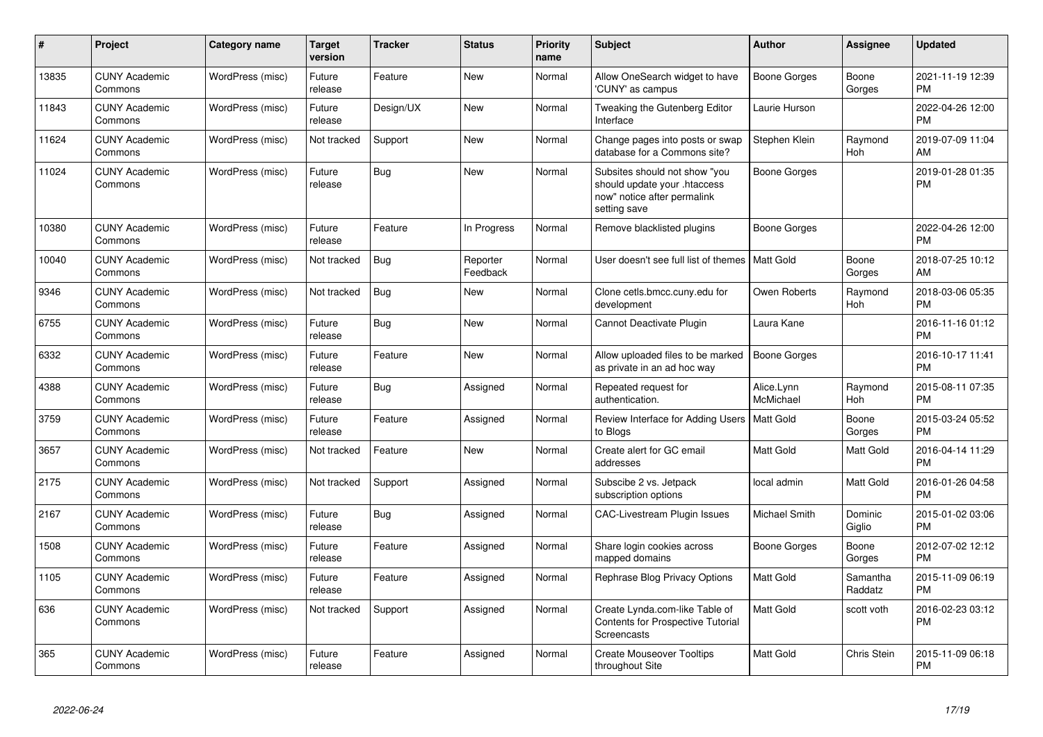| # | Project | Category name | Target version | Tracker | Status | Priority name | Subject | Author | Assignee | Updated |
|---|---|---|---|---|---|---|---|---|---|---|
| 13835 | CUNY Academic Commons | WordPress (misc) | Future release | Feature | New | Normal | Allow OneSearch widget to have 'CUNY' as campus | Boone Gorges | Boone Gorges | 2021-11-19 12:39 PM |
| 11843 | CUNY Academic Commons | WordPress (misc) | Future release | Design/UX | New | Normal | Tweaking the Gutenberg Editor Interface | Laurie Hurson | | 2022-04-26 12:00 PM |
| 11624 | CUNY Academic Commons | WordPress (misc) | Not tracked | Support | New | Normal | Change pages into posts or swap database for a Commons site? | Stephen Klein | Raymond Hoh | 2019-07-09 11:04 AM |
| 11024 | CUNY Academic Commons | WordPress (misc) | Future release | Bug | New | Normal | Subsites should not show "you should update your .htaccess now" notice after permalink setting save | Boone Gorges | | 2019-01-28 01:35 PM |
| 10380 | CUNY Academic Commons | WordPress (misc) | Future release | Feature | In Progress | Normal | Remove blacklisted plugins | Boone Gorges | | 2022-04-26 12:00 PM |
| 10040 | CUNY Academic Commons | WordPress (misc) | Not tracked | Bug | Reporter Feedback | Normal | User doesn't see full list of themes | Matt Gold | Boone Gorges | 2018-07-25 10:12 AM |
| 9346 | CUNY Academic Commons | WordPress (misc) | Not tracked | Bug | New | Normal | Clone cetls.bmcc.cuny.edu for development | Owen Roberts | Raymond Hoh | 2018-03-06 05:35 PM |
| 6755 | CUNY Academic Commons | WordPress (misc) | Future release | Bug | New | Normal | Cannot Deactivate Plugin | Laura Kane | | 2016-11-16 01:12 PM |
| 6332 | CUNY Academic Commons | WordPress (misc) | Future release | Feature | New | Normal | Allow uploaded files to be marked as private in an ad hoc way | Boone Gorges | | 2016-10-17 11:41 PM |
| 4388 | CUNY Academic Commons | WordPress (misc) | Future release | Bug | Assigned | Normal | Repeated request for authentication. | Alice.Lynn McMichael | Raymond Hoh | 2015-08-11 07:35 PM |
| 3759 | CUNY Academic Commons | WordPress (misc) | Future release | Feature | Assigned | Normal | Review Interface for Adding Users to Blogs | Matt Gold | Boone Gorges | 2015-03-24 05:52 PM |
| 3657 | CUNY Academic Commons | WordPress (misc) | Not tracked | Feature | New | Normal | Create alert for GC email addresses | Matt Gold | Matt Gold | 2016-04-14 11:29 PM |
| 2175 | CUNY Academic Commons | WordPress (misc) | Not tracked | Support | Assigned | Normal | Subscibe 2 vs. Jetpack subscription options | local admin | Matt Gold | 2016-01-26 04:58 PM |
| 2167 | CUNY Academic Commons | WordPress (misc) | Future release | Bug | Assigned | Normal | CAC-Livestream Plugin Issues | Michael Smith | Dominic Giglio | 2015-01-02 03:06 PM |
| 1508 | CUNY Academic Commons | WordPress (misc) | Future release | Feature | Assigned | Normal | Share login cookies across mapped domains | Boone Gorges | Boone Gorges | 2012-07-02 12:12 PM |
| 1105 | CUNY Academic Commons | WordPress (misc) | Future release | Feature | Assigned | Normal | Rephrase Blog Privacy Options | Matt Gold | Samantha Raddatz | 2015-11-09 06:19 PM |
| 636 | CUNY Academic Commons | WordPress (misc) | Not tracked | Support | Assigned | Normal | Create Lynda.com-like Table of Contents for Prospective Tutorial Screencasts | Matt Gold | scott voth | 2016-02-23 03:12 PM |
| 365 | CUNY Academic Commons | WordPress (misc) | Future release | Feature | Assigned | Normal | Create Mouseover Tooltips throughout Site | Matt Gold | Chris Stein | 2015-11-09 06:18 PM |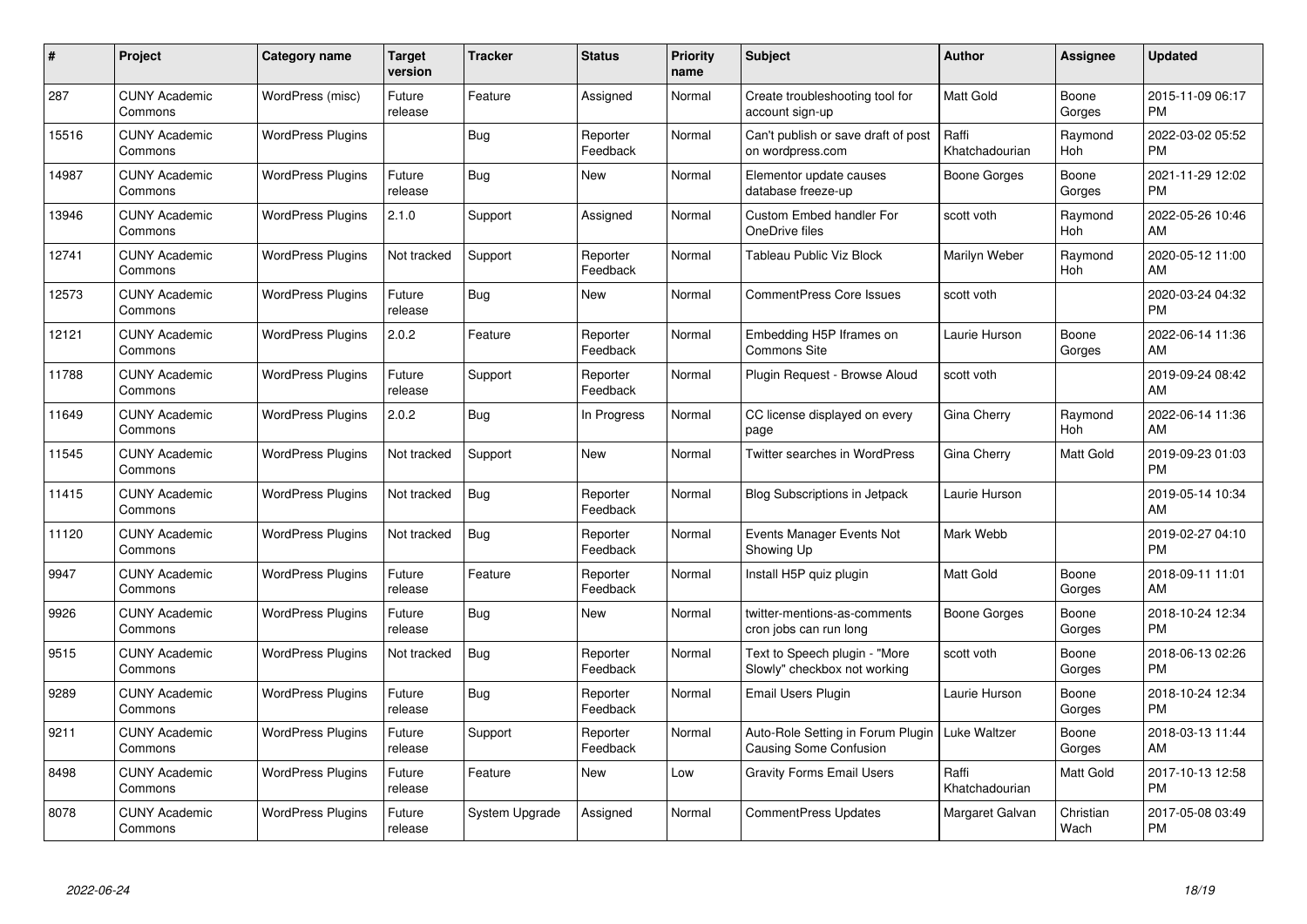| # | Project | Category name | Target version | Tracker | Status | Priority name | Subject | Author | Assignee | Updated |
|---|---|---|---|---|---|---|---|---|---|---|
| 287 | CUNY Academic Commons | WordPress (misc) | Future release | Feature | Assigned | Normal | Create troubleshooting tool for account sign-up | Matt Gold | Boone Gorges | 2015-11-09 06:17 PM |
| 15516 | CUNY Academic Commons | WordPress Plugins | | Bug | Reporter Feedback | Normal | Can't publish or save draft of post on wordpress.com | Raffi Khatchadourian | Raymond Hoh | 2022-03-02 05:52 PM |
| 14987 | CUNY Academic Commons | WordPress Plugins | Future release | Bug | New | Normal | Elementor update causes database freeze-up | Boone Gorges | Boone Gorges | 2021-11-29 12:02 PM |
| 13946 | CUNY Academic Commons | WordPress Plugins | 2.1.0 | Support | Assigned | Normal | Custom Embed handler For OneDrive files | scott voth | Raymond Hoh | 2022-05-26 10:46 AM |
| 12741 | CUNY Academic Commons | WordPress Plugins | Not tracked | Support | Reporter Feedback | Normal | Tableau Public Viz Block | Marilyn Weber | Raymond Hoh | 2020-05-12 11:00 AM |
| 12573 | CUNY Academic Commons | WordPress Plugins | Future release | Bug | New | Normal | CommentPress Core Issues | scott voth | | 2020-03-24 04:32 PM |
| 12121 | CUNY Academic Commons | WordPress Plugins | 2.0.2 | Feature | Reporter Feedback | Normal | Embedding H5P Iframes on Commons Site | Laurie Hurson | Boone Gorges | 2022-06-14 11:36 AM |
| 11788 | CUNY Academic Commons | WordPress Plugins | Future release | Support | Reporter Feedback | Normal | Plugin Request - Browse Aloud | scott voth | | 2019-09-24 08:42 AM |
| 11649 | CUNY Academic Commons | WordPress Plugins | 2.0.2 | Bug | In Progress | Normal | CC license displayed on every page | Gina Cherry | Raymond Hoh | 2022-06-14 11:36 AM |
| 11545 | CUNY Academic Commons | WordPress Plugins | Not tracked | Support | New | Normal | Twitter searches in WordPress | Gina Cherry | Matt Gold | 2019-09-23 01:03 PM |
| 11415 | CUNY Academic Commons | WordPress Plugins | Not tracked | Bug | Reporter Feedback | Normal | Blog Subscriptions in Jetpack | Laurie Hurson | | 2019-05-14 10:34 AM |
| 11120 | CUNY Academic Commons | WordPress Plugins | Not tracked | Bug | Reporter Feedback | Normal | Events Manager Events Not Showing Up | Mark Webb | | 2019-02-27 04:10 PM |
| 9947 | CUNY Academic Commons | WordPress Plugins | Future release | Feature | Reporter Feedback | Normal | Install H5P quiz plugin | Matt Gold | Boone Gorges | 2018-09-11 11:01 AM |
| 9926 | CUNY Academic Commons | WordPress Plugins | Future release | Bug | New | Normal | twitter-mentions-as-comments cron jobs can run long | Boone Gorges | Boone Gorges | 2018-10-24 12:34 PM |
| 9515 | CUNY Academic Commons | WordPress Plugins | Not tracked | Bug | Reporter Feedback | Normal | Text to Speech plugin - "More Slowly" checkbox not working | scott voth | Boone Gorges | 2018-06-13 02:26 PM |
| 9289 | CUNY Academic Commons | WordPress Plugins | Future release | Bug | Reporter Feedback | Normal | Email Users Plugin | Laurie Hurson | Boone Gorges | 2018-10-24 12:34 PM |
| 9211 | CUNY Academic Commons | WordPress Plugins | Future release | Support | Reporter Feedback | Normal | Auto-Role Setting in Forum Plugin Causing Some Confusion | Luke Waltzer | Boone Gorges | 2018-03-13 11:44 AM |
| 8498 | CUNY Academic Commons | WordPress Plugins | Future release | Feature | New | Low | Gravity Forms Email Users | Raffi Khatchadourian | Matt Gold | 2017-10-13 12:58 PM |
| 8078 | CUNY Academic Commons | WordPress Plugins | Future release | System Upgrade | Assigned | Normal | CommentPress Updates | Margaret Galvan | Christian Wach | 2017-05-08 03:49 PM |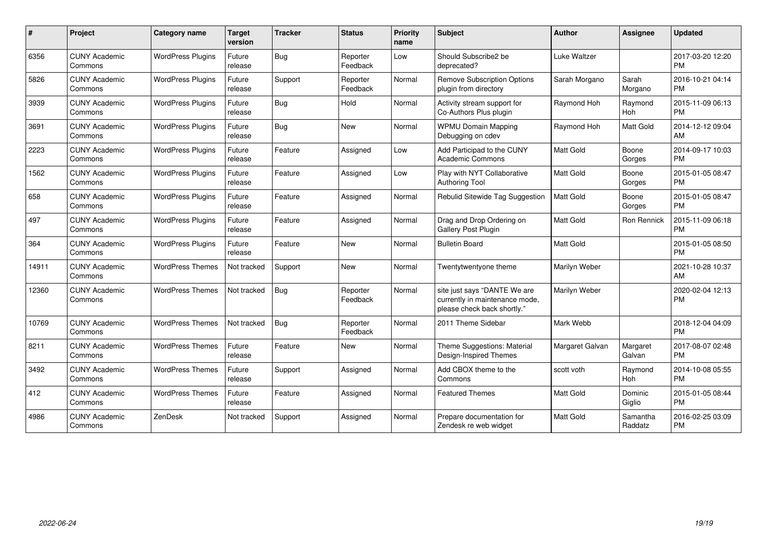| # | Project | Category name | Target version | Tracker | Status | Priority name | Subject | Author | Assignee | Updated |
|---|---|---|---|---|---|---|---|---|---|---|
| 6356 | CUNY Academic Commons | WordPress Plugins | Future release | Bug | Reporter Feedback | Low | Should Subscribe2 be deprecated? | Luke Waltzer | | 2017-03-20 12:20 PM |
| 5826 | CUNY Academic Commons | WordPress Plugins | Future release | Support | Reporter Feedback | Normal | Remove Subscription Options plugin from directory | Sarah Morgano | Sarah Morgano | 2016-10-21 04:14 PM |
| 3939 | CUNY Academic Commons | WordPress Plugins | Future release | Bug | Hold | Normal | Activity stream support for Co-Authors Plus plugin | Raymond Hoh | Raymond Hoh | 2015-11-09 06:13 PM |
| 3691 | CUNY Academic Commons | WordPress Plugins | Future release | Bug | New | Normal | WPMU Domain Mapping Debugging on cdev | Raymond Hoh | Matt Gold | 2014-12-12 09:04 AM |
| 2223 | CUNY Academic Commons | WordPress Plugins | Future release | Feature | Assigned | Low | Add Participad to the CUNY Academic Commons | Matt Gold | Boone Gorges | 2014-09-17 10:03 PM |
| 1562 | CUNY Academic Commons | WordPress Plugins | Future release | Feature | Assigned | Low | Play with NYT Collaborative Authoring Tool | Matt Gold | Boone Gorges | 2015-01-05 08:47 PM |
| 658 | CUNY Academic Commons | WordPress Plugins | Future release | Feature | Assigned | Normal | Rebulid Sitewide Tag Suggestion | Matt Gold | Boone Gorges | 2015-01-05 08:47 PM |
| 497 | CUNY Academic Commons | WordPress Plugins | Future release | Feature | Assigned | Normal | Drag and Drop Ordering on Gallery Post Plugin | Matt Gold | Ron Rennick | 2015-11-09 06:18 PM |
| 364 | CUNY Academic Commons | WordPress Plugins | Future release | Feature | New | Normal | Bulletin Board | Matt Gold | | 2015-01-05 08:50 PM |
| 14911 | CUNY Academic Commons | WordPress Themes | Not tracked | Support | New | Normal | Twentytwentyone theme | Marilyn Weber | | 2021-10-28 10:37 AM |
| 12360 | CUNY Academic Commons | WordPress Themes | Not tracked | Bug | Reporter Feedback | Normal | site just says "DANTE We are currently in maintenance mode, please check back shortly." | Marilyn Weber | | 2020-02-04 12:13 PM |
| 10769 | CUNY Academic Commons | WordPress Themes | Not tracked | Bug | Reporter Feedback | Normal | 2011 Theme Sidebar | Mark Webb | | 2018-12-04 04:09 PM |
| 8211 | CUNY Academic Commons | WordPress Themes | Future release | Feature | New | Normal | Theme Suggestions: Material Design-Inspired Themes | Margaret Galvan | Margaret Galvan | 2017-08-07 02:48 PM |
| 3492 | CUNY Academic Commons | WordPress Themes | Future release | Support | Assigned | Normal | Add CBOX theme to the Commons | scott voth | Raymond Hoh | 2014-10-08 05:55 PM |
| 412 | CUNY Academic Commons | WordPress Themes | Future release | Feature | Assigned | Normal | Featured Themes | Matt Gold | Dominic Giglio | 2015-01-05 08:44 PM |
| 4986 | CUNY Academic Commons | ZenDesk | Not tracked | Support | Assigned | Normal | Prepare documentation for Zendesk re web widget | Matt Gold | Samantha Raddatz | 2016-02-25 03:09 PM |